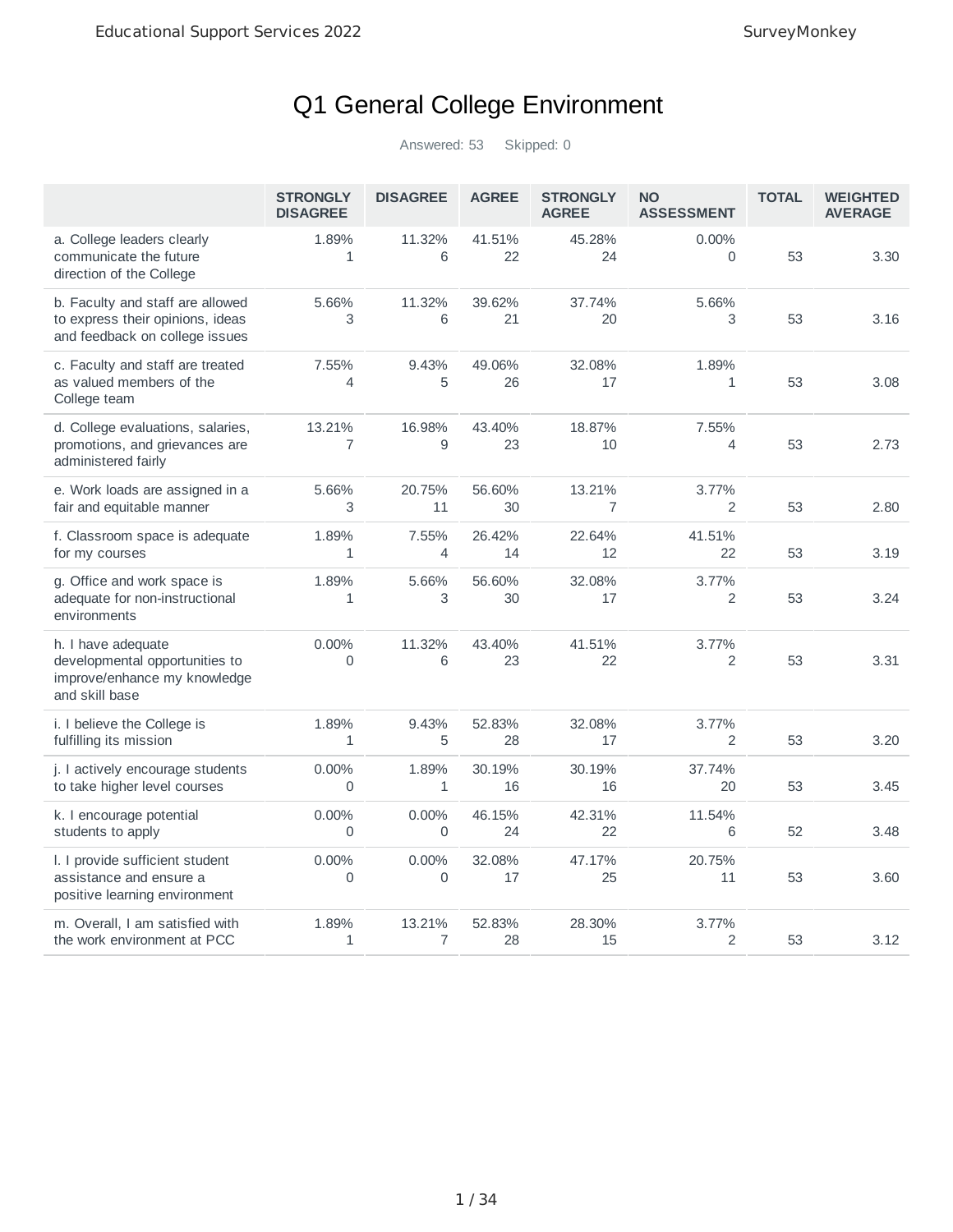# Q1 General College Environment

Answered: 53 Skipped: 0

| | STRONGLY DISAGREE | DISAGREE | AGREE | STRONGLY AGREE | NO ASSESSMENT | TOTAL | WEIGHTED AVERAGE |
|---|---|---|---|---|---|---|---|
| a. College leaders clearly communicate the future direction of the College | 1.89% 1 | 11.32% 6 | 41.51% 22 | 45.28% 24 | 0.00% 0 | 53 | 3.30 |
| b. Faculty and staff are allowed to express their opinions, ideas and feedback on college issues | 5.66% 3 | 11.32% 6 | 39.62% 21 | 37.74% 20 | 5.66% 3 | 53 | 3.16 |
| c. Faculty and staff are treated as valued members of the College team | 7.55% 4 | 9.43% 5 | 49.06% 26 | 32.08% 17 | 1.89% 1 | 53 | 3.08 |
| d. College evaluations, salaries, promotions, and grievances are administered fairly | 13.21% 7 | 16.98% 9 | 43.40% 23 | 18.87% 10 | 7.55% 4 | 53 | 2.73 |
| e. Work loads are assigned in a fair and equitable manner | 5.66% 3 | 20.75% 11 | 56.60% 30 | 13.21% 7 | 3.77% 2 | 53 | 2.80 |
| f. Classroom space is adequate for my courses | 1.89% 1 | 7.55% 4 | 26.42% 14 | 22.64% 12 | 41.51% 22 | 53 | 3.19 |
| g. Office and work space is adequate for non-instructional environments | 1.89% 1 | 5.66% 3 | 56.60% 30 | 32.08% 17 | 3.77% 2 | 53 | 3.24 |
| h. I have adequate developmental opportunities to improve/enhance my knowledge and skill base | 0.00% 0 | 11.32% 6 | 43.40% 23 | 41.51% 22 | 3.77% 2 | 53 | 3.31 |
| i. I believe the College is fulfilling its mission | 1.89% 1 | 9.43% 5 | 52.83% 28 | 32.08% 17 | 3.77% 2 | 53 | 3.20 |
| j. I actively encourage students to take higher level courses | 0.00% 0 | 1.89% 1 | 30.19% 16 | 30.19% 16 | 37.74% 20 | 53 | 3.45 |
| k. I encourage potential students to apply | 0.00% 0 | 0.00% 0 | 46.15% 24 | 42.31% 22 | 11.54% 6 | 52 | 3.48 |
| l. I provide sufficient student assistance and ensure a positive learning environment | 0.00% 0 | 0.00% 0 | 32.08% 17 | 47.17% 25 | 20.75% 11 | 53 | 3.60 |
| m. Overall, I am satisfied with the work environment at PCC | 1.89% 1 | 13.21% 7 | 52.83% 28 | 28.30% 15 | 3.77% 2 | 53 | 3.12 |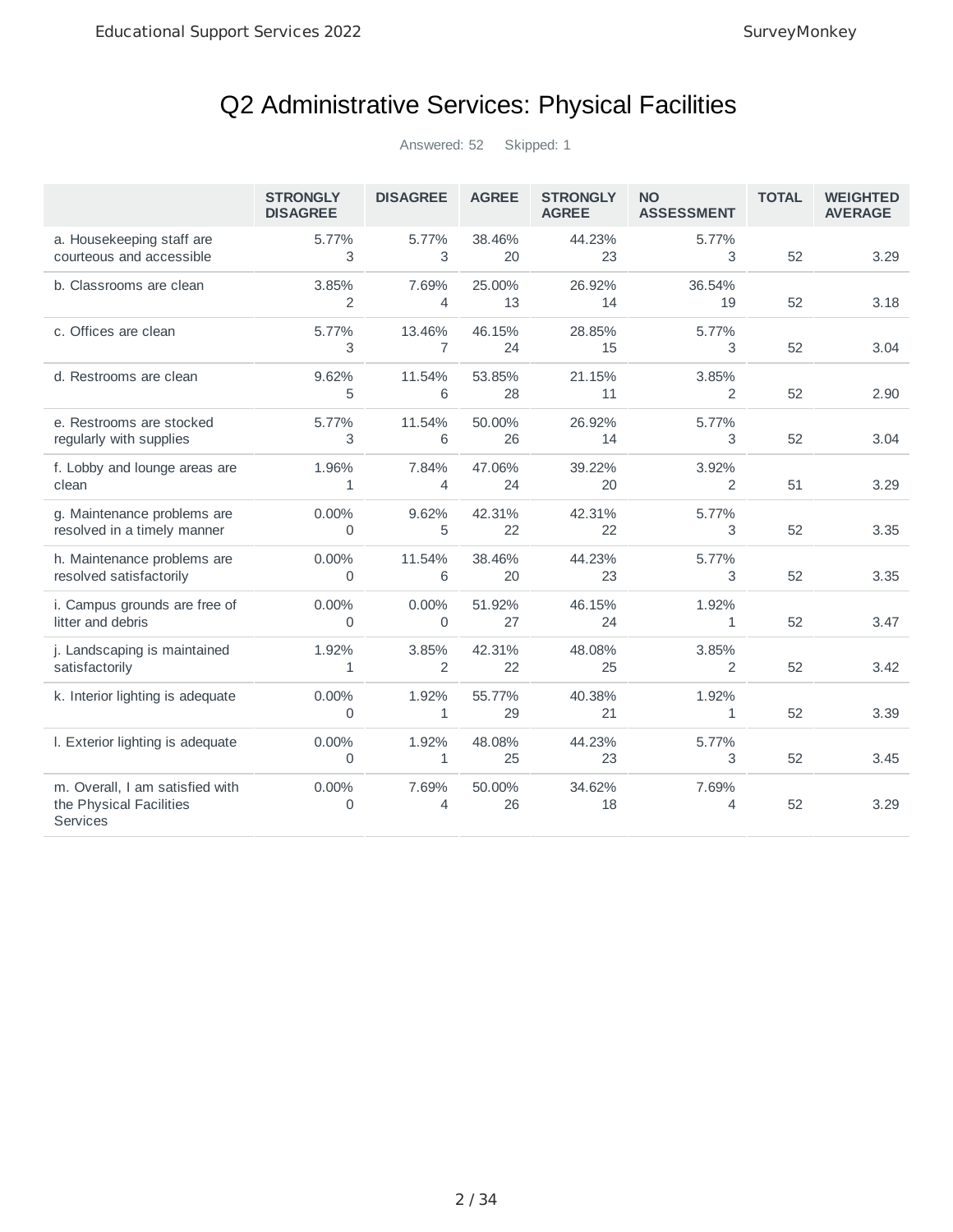# Q2 Administrative Services: Physical Facilities

Answered: 52 Skipped: 1

| | STRONGLY DISAGREE | DISAGREE | AGREE | STRONGLY AGREE | NO ASSESSMENT | TOTAL | WEIGHTED AVERAGE |
|---|---|---|---|---|---|---|---|
| a. Housekeeping staff are courteous and accessible | 5.77% 3 | 5.77% 3 | 38.46% 20 | 44.23% 23 | 5.77% 3 | 52 | 3.29 |
| b. Classrooms are clean | 3.85% 2 | 7.69% 4 | 25.00% 13 | 26.92% 14 | 36.54% 19 | 52 | 3.18 |
| c. Offices are clean | 5.77% 3 | 13.46% 7 | 46.15% 24 | 28.85% 15 | 5.77% 3 | 52 | 3.04 |
| d. Restrooms are clean | 9.62% 5 | 11.54% 6 | 53.85% 28 | 21.15% 11 | 3.85% 2 | 52 | 2.90 |
| e. Restrooms are stocked regularly with supplies | 5.77% 3 | 11.54% 6 | 50.00% 26 | 26.92% 14 | 5.77% 3 | 52 | 3.04 |
| f. Lobby and lounge areas are clean | 1.96% 1 | 7.84% 4 | 47.06% 24 | 39.22% 20 | 3.92% 2 | 51 | 3.29 |
| g. Maintenance problems are resolved in a timely manner | 0.00% 0 | 9.62% 5 | 42.31% 22 | 42.31% 22 | 5.77% 3 | 52 | 3.35 |
| h. Maintenance problems are resolved satisfactorily | 0.00% 0 | 11.54% 6 | 38.46% 20 | 44.23% 23 | 5.77% 3 | 52 | 3.35 |
| i. Campus grounds are free of litter and debris | 0.00% 0 | 0.00% 0 | 51.92% 27 | 46.15% 24 | 1.92% 1 | 52 | 3.47 |
| j. Landscaping is maintained satisfactorily | 1.92% 1 | 3.85% 2 | 42.31% 22 | 48.08% 25 | 3.85% 2 | 52 | 3.42 |
| k. Interior lighting is adequate | 0.00% 0 | 1.92% 1 | 55.77% 29 | 40.38% 21 | 1.92% 1 | 52 | 3.39 |
| l. Exterior lighting is adequate | 0.00% 0 | 1.92% 1 | 48.08% 25 | 44.23% 23 | 5.77% 3 | 52 | 3.45 |
| m. Overall, I am satisfied with the Physical Facilities Services | 0.00% 0 | 7.69% 4 | 50.00% 26 | 34.62% 18 | 7.69% 4 | 52 | 3.29 |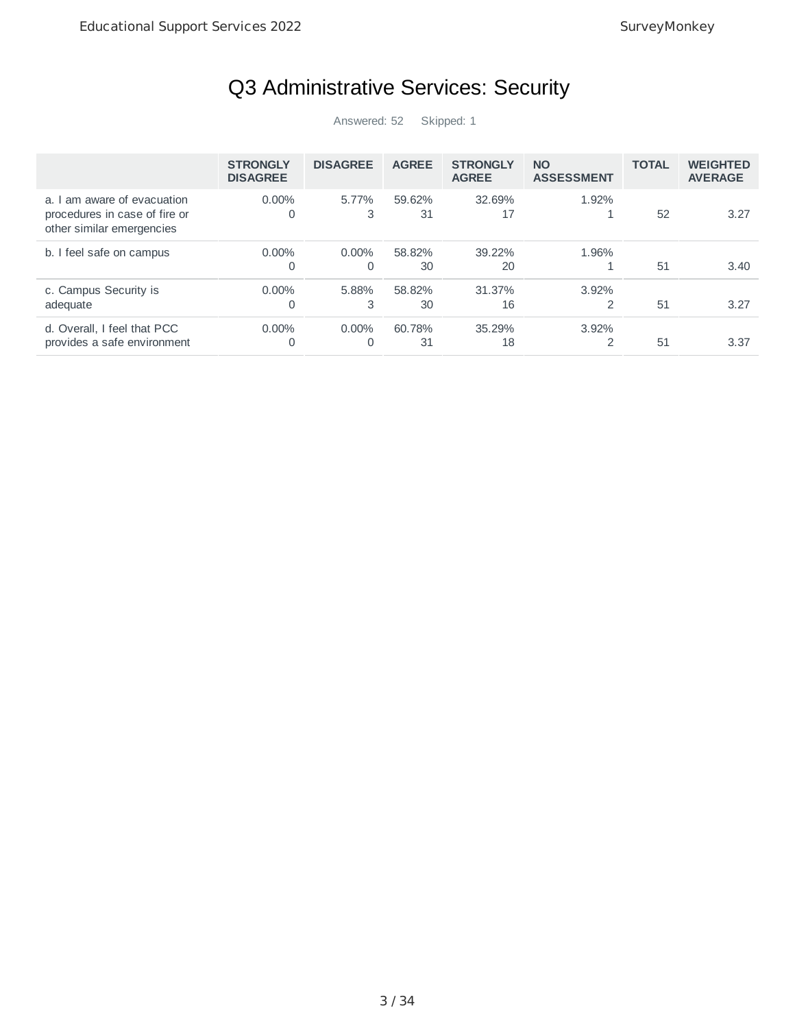# Q3 Administrative Services: Security

Answered: 52 Skipped: 1

| | STRONGLY DISAGREE | DISAGREE | AGREE | STRONGLY AGREE | NO ASSESSMENT | TOTAL | WEIGHTED AVERAGE |
|---|---|---|---|---|---|---|---|
| a. I am aware of evacuation procedures in case of fire or other similar emergencies | 0.00%<br>0 | 5.77%<br>3 | 59.62%<br>31 | 32.69%<br>17 | 1.92%<br>1 | 52 | 3.27 |
| b. I feel safe on campus | 0.00%<br>0 | 0.00%<br>0 | 58.82%<br>30 | 39.22%<br>20 | 1.96%<br>1 | 51 | 3.40 |
| c. Campus Security is adequate | 0.00%<br>0 | 5.88%<br>3 | 58.82%<br>30 | 31.37%<br>16 | 3.92%<br>2 | 51 | 3.27 |
| d. Overall, I feel that PCC provides a safe environment | 0.00%<br>0 | 0.00%<br>0 | 60.78%<br>31 | 35.29%<br>18 | 3.92%<br>2 | 51 | 3.37 |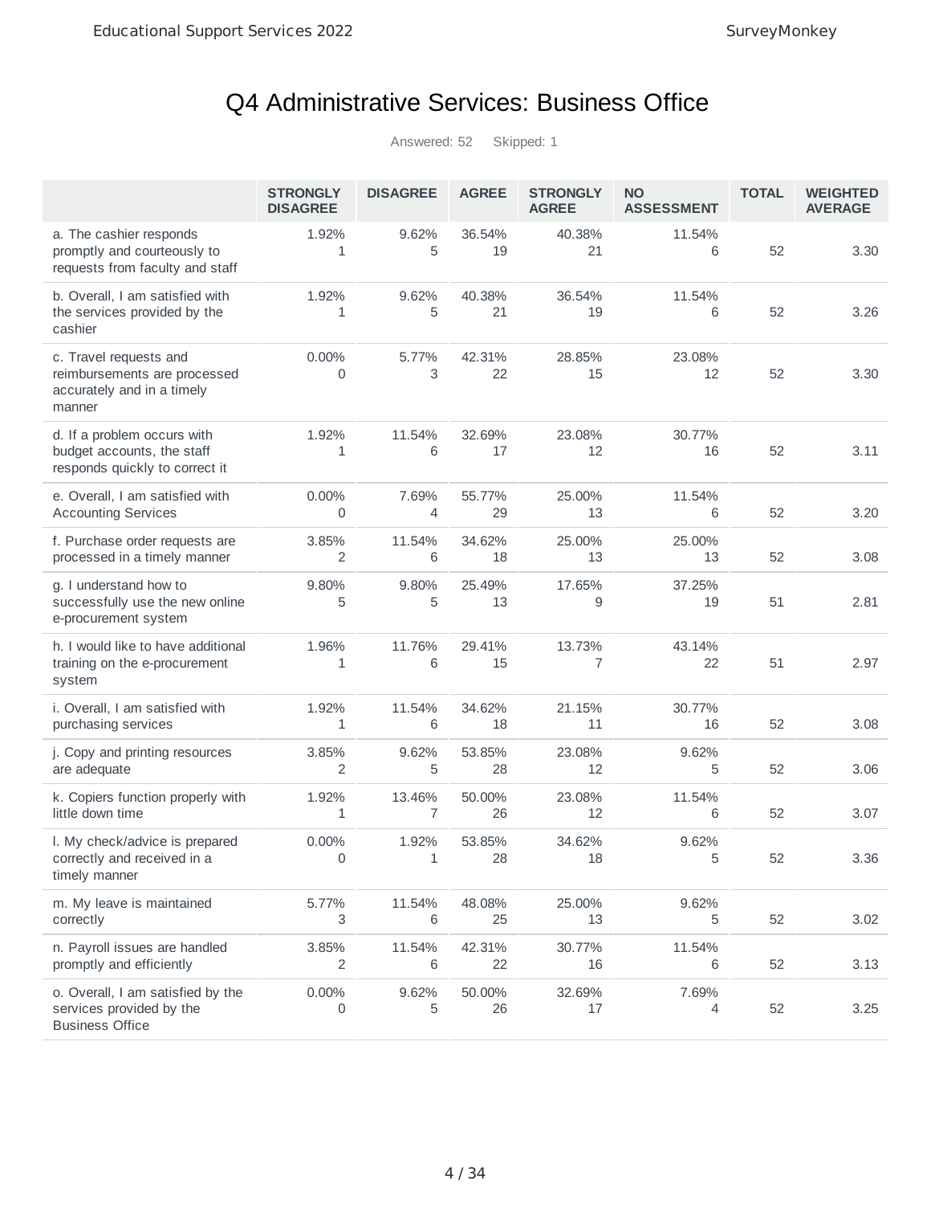# Q4 Administrative Services: Business Office

Answered: 52 Skipped: 1

| | STRONGLY DISAGREE | DISAGREE | AGREE | STRONGLY AGREE | NO ASSESSMENT | TOTAL | WEIGHTED AVERAGE |
|---|---|---|---|---|---|---|---|
| a. The cashier responds promptly and courteously to requests from faculty and staff | 1.92% 1 | 9.62% 5 | 36.54% 19 | 40.38% 21 | 11.54% 6 | 52 | 3.30 |
| b. Overall, I am satisfied with the services provided by the cashier | 1.92% 1 | 9.62% 5 | 40.38% 21 | 36.54% 19 | 11.54% 6 | 52 | 3.26 |
| c. Travel requests and reimbursements are processed accurately and in a timely manner | 0.00% 0 | 5.77% 3 | 42.31% 22 | 28.85% 15 | 23.08% 12 | 52 | 3.30 |
| d. If a problem occurs with budget accounts, the staff responds quickly to correct it | 1.92% 1 | 11.54% 6 | 32.69% 17 | 23.08% 12 | 30.77% 16 | 52 | 3.11 |
| e. Overall, I am satisfied with Accounting Services | 0.00% 0 | 7.69% 4 | 55.77% 29 | 25.00% 13 | 11.54% 6 | 52 | 3.20 |
| f. Purchase order requests are processed in a timely manner | 3.85% 2 | 11.54% 6 | 34.62% 18 | 25.00% 13 | 25.00% 13 | 52 | 3.08 |
| g. I understand how to successfully use the new online e-procurement system | 9.80% 5 | 9.80% 5 | 25.49% 13 | 17.65% 9 | 37.25% 19 | 51 | 2.81 |
| h. I would like to have additional training on the e-procurement system | 1.96% 1 | 11.76% 6 | 29.41% 15 | 13.73% 7 | 43.14% 22 | 51 | 2.97 |
| i. Overall, I am satisfied with purchasing services | 1.92% 1 | 11.54% 6 | 34.62% 18 | 21.15% 11 | 30.77% 16 | 52 | 3.08 |
| j. Copy and printing resources are adequate | 3.85% 2 | 9.62% 5 | 53.85% 28 | 23.08% 12 | 9.62% 5 | 52 | 3.06 |
| k. Copiers function properly with little down time | 1.92% 1 | 13.46% 7 | 50.00% 26 | 23.08% 12 | 11.54% 6 | 52 | 3.07 |
| l. My check/advice is prepared correctly and received in a timely manner | 0.00% 0 | 1.92% 1 | 53.85% 28 | 34.62% 18 | 9.62% 5 | 52 | 3.36 |
| m. My leave is maintained correctly | 5.77% 3 | 11.54% 6 | 48.08% 25 | 25.00% 13 | 9.62% 5 | 52 | 3.02 |
| n. Payroll issues are handled promptly and efficiently | 3.85% 2 | 11.54% 6 | 42.31% 22 | 30.77% 16 | 11.54% 6 | 52 | 3.13 |
| o. Overall, I am satisfied by the services provided by the Business Office | 0.00% 0 | 9.62% 5 | 50.00% 26 | 32.69% 17 | 7.69% 4 | 52 | 3.25 |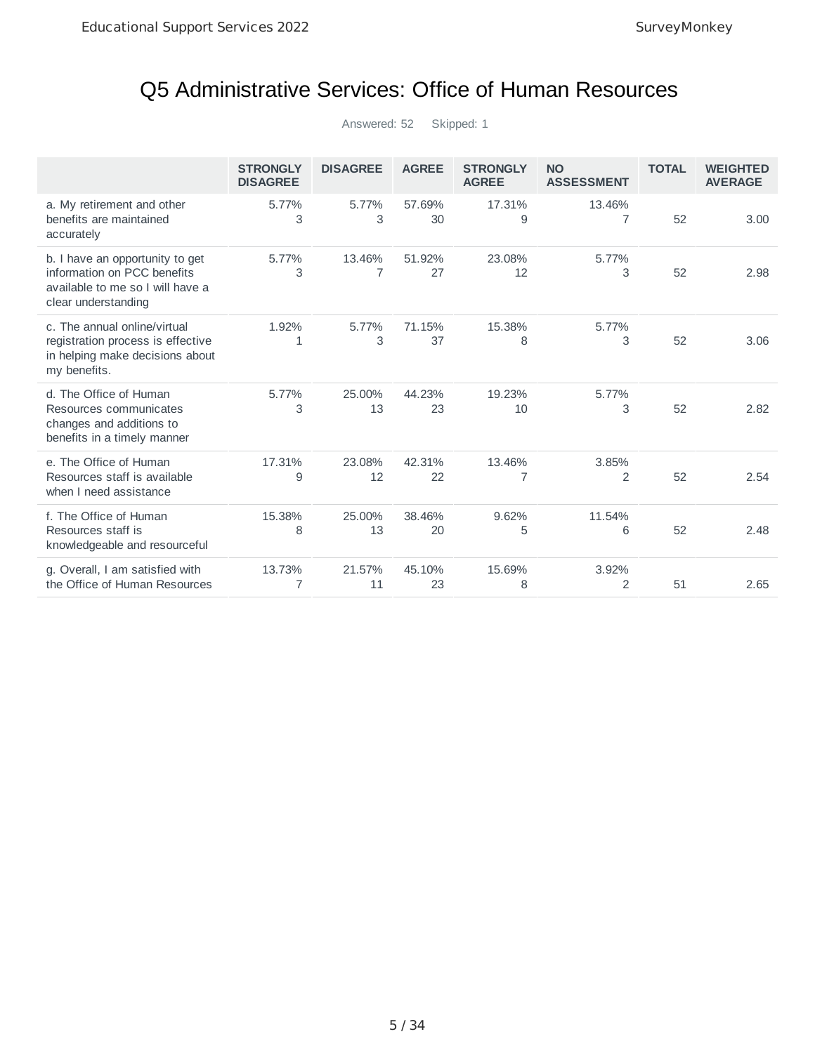# Q5 Administrative Services: Office of Human Resources

Answered: 52 Skipped: 1

| | STRONGLY DISAGREE | DISAGREE | AGREE | STRONGLY AGREE | NO ASSESSMENT | TOTAL | WEIGHTED AVERAGE |
|---|---|---|---|---|---|---|---|
| a. My retirement and other benefits are maintained accurately | 5.77% 3 | 5.77% 3 | 57.69% 30 | 17.31% 9 | 13.46% 7 | 52 | 3.00 |
| b. I have an opportunity to get information on PCC benefits available to me so I will have a clear understanding | 5.77% 3 | 13.46% 7 | 51.92% 27 | 23.08% 12 | 5.77% 3 | 52 | 2.98 |
| c. The annual online/virtual registration process is effective in helping make decisions about my benefits. | 1.92% 1 | 5.77% 3 | 71.15% 37 | 15.38% 8 | 5.77% 3 | 52 | 3.06 |
| d. The Office of Human Resources communicates changes and additions to benefits in a timely manner | 5.77% 3 | 25.00% 13 | 44.23% 23 | 19.23% 10 | 5.77% 3 | 52 | 2.82 |
| e. The Office of Human Resources staff is available when I need assistance | 17.31% 9 | 23.08% 12 | 42.31% 22 | 13.46% 7 | 3.85% 2 | 52 | 2.54 |
| f. The Office of Human Resources staff is knowledgeable and resourceful | 15.38% 8 | 25.00% 13 | 38.46% 20 | 9.62% 5 | 11.54% 6 | 52 | 2.48 |
| g. Overall, I am satisfied with the Office of Human Resources | 13.73% 7 | 21.57% 11 | 45.10% 23 | 15.69% 8 | 3.92% 2 | 51 | 2.65 |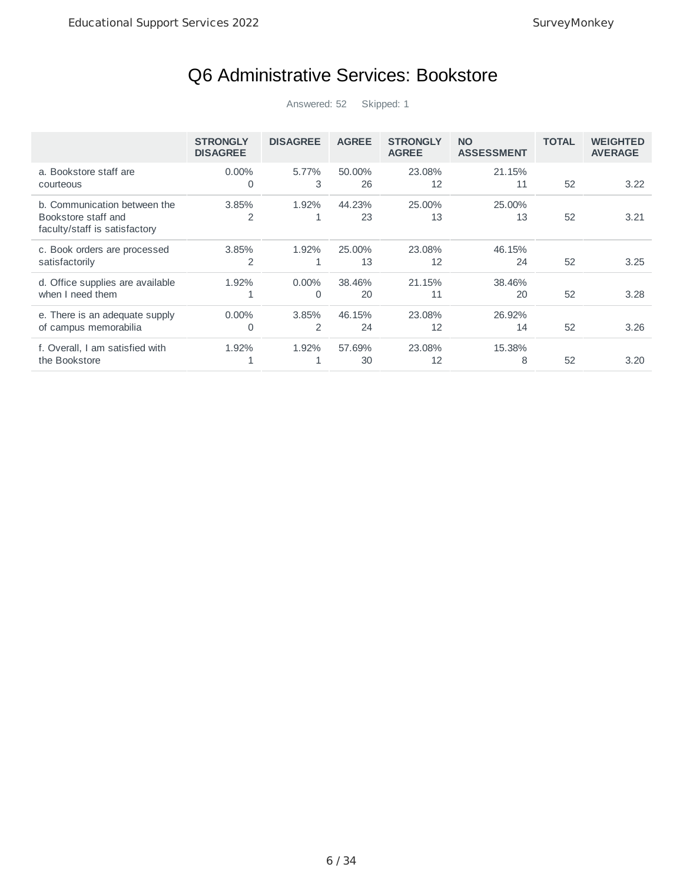# Q6 Administrative Services: Bookstore

Answered: 52 Skipped: 1

| | STRONGLY DISAGREE | DISAGREE | AGREE | STRONGLY AGREE | NO ASSESSMENT | TOTAL | WEIGHTED AVERAGE |
|---|---|---|---|---|---|---|---|
| a. Bookstore staff are courteous | 0.00%<br>0 | 5.77%<br>3 | 50.00%<br>26 | 23.08%<br>12 | 21.15%<br>11 | 52 | 3.22 |
| b. Communication between the Bookstore staff and faculty/staff is satisfactory | 3.85%<br>2 | 1.92%<br>1 | 44.23%<br>23 | 25.00%<br>13 | 25.00%<br>13 | 52 | 3.21 |
| c. Book orders are processed satisfactorily | 3.85%<br>2 | 1.92%<br>1 | 25.00%<br>13 | 23.08%<br>12 | 46.15%<br>24 | 52 | 3.25 |
| d. Office supplies are available when I need them | 1.92%<br>1 | 0.00%<br>0 | 38.46%<br>20 | 21.15%<br>11 | 38.46%<br>20 | 52 | 3.28 |
| e. There is an adequate supply of campus memorabilia | 0.00%<br>0 | 3.85%<br>2 | 46.15%<br>24 | 23.08%<br>12 | 26.92%<br>14 | 52 | 3.26 |
| f. Overall, I am satisfied with the Bookstore | 1.92%<br>1 | 1.92%<br>1 | 57.69%<br>30 | 23.08%<br>12 | 15.38%<br>8 | 52 | 3.20 |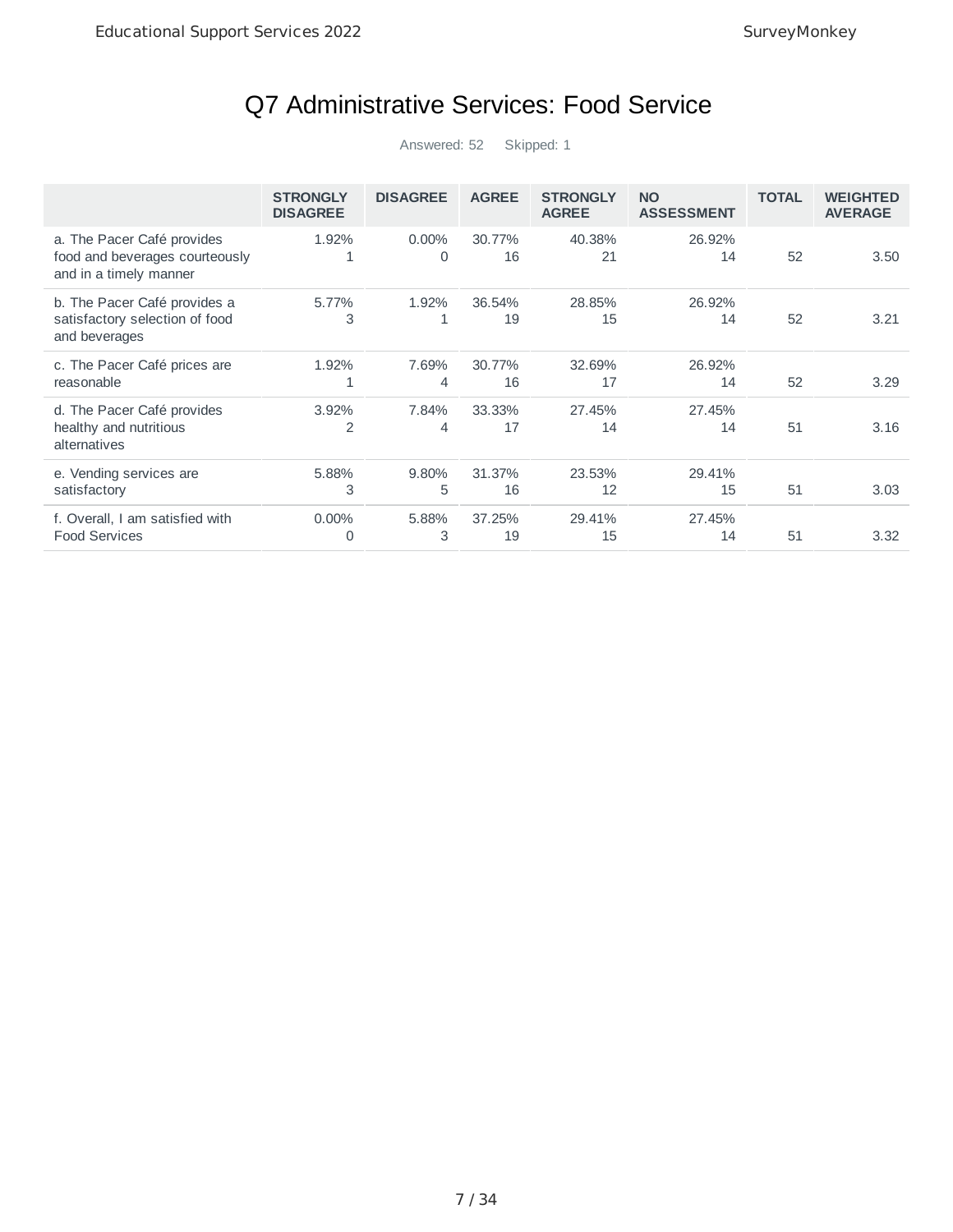# Q7 Administrative Services: Food Service

Answered: 52 Skipped: 1

| | STRONGLY DISAGREE | DISAGREE | AGREE | STRONGLY AGREE | NO ASSESSMENT | TOTAL | WEIGHTED AVERAGE |
|---|---|---|---|---|---|---|---|
| a. The Pacer Café provides food and beverages courteously and in a timely manner | 1.92% 1 | 0.00% 0 | 30.77% 16 | 40.38% 21 | 26.92% 14 | 52 | 3.50 |
| b. The Pacer Café provides a satisfactory selection of food and beverages | 5.77% 3 | 1.92% 1 | 36.54% 19 | 28.85% 15 | 26.92% 14 | 52 | 3.21 |
| c. The Pacer Café prices are reasonable | 1.92% 1 | 7.69% 4 | 30.77% 16 | 32.69% 17 | 26.92% 14 | 52 | 3.29 |
| d. The Pacer Café provides healthy and nutritious alternatives | 3.92% 2 | 7.84% 4 | 33.33% 17 | 27.45% 14 | 27.45% 14 | 51 | 3.16 |
| e. Vending services are satisfactory | 5.88% 3 | 9.80% 5 | 31.37% 16 | 23.53% 12 | 29.41% 15 | 51 | 3.03 |
| f. Overall, I am satisfied with Food Services | 0.00% 0 | 5.88% 3 | 37.25% 19 | 29.41% 15 | 27.45% 14 | 51 | 3.32 |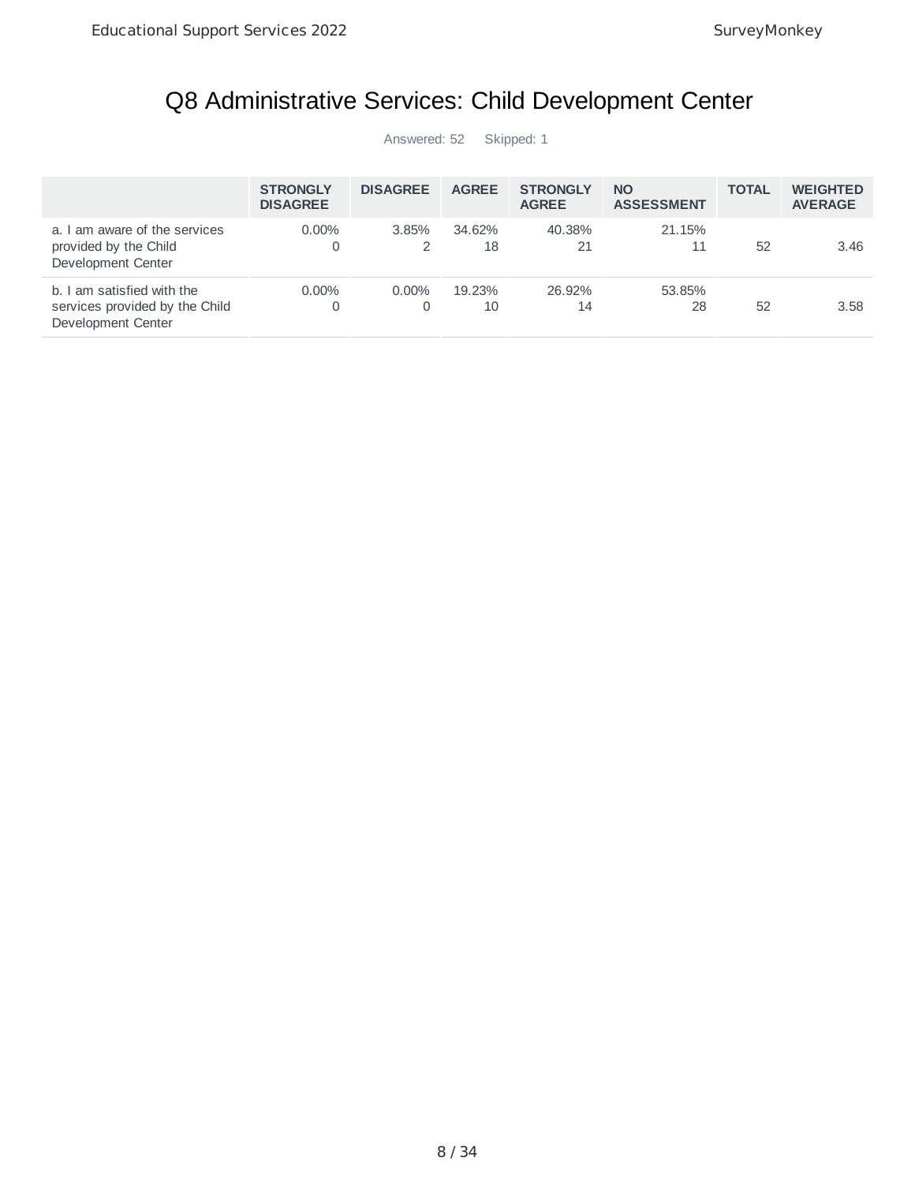# Q8 Administrative Services: Child Development Center

Answered: 52 Skipped: 1

| | STRONGLY DISAGREE | DISAGREE | AGREE | STRONGLY AGREE | NO ASSESSMENT | TOTAL | WEIGHTED AVERAGE |
|---|---|---|---|---|---|---|---|
| a. I am aware of the services provided by the Child Development Center | 0.00% 0 | 3.85% 2 | 34.62% 18 | 40.38% 21 | 21.15% 11 | 52 | 3.46 |
| b. I am satisfied with the services provided by the Child Development Center | 0.00% 0 | 0.00% 0 | 19.23% 10 | 26.92% 14 | 53.85% 28 | 52 | 3.58 |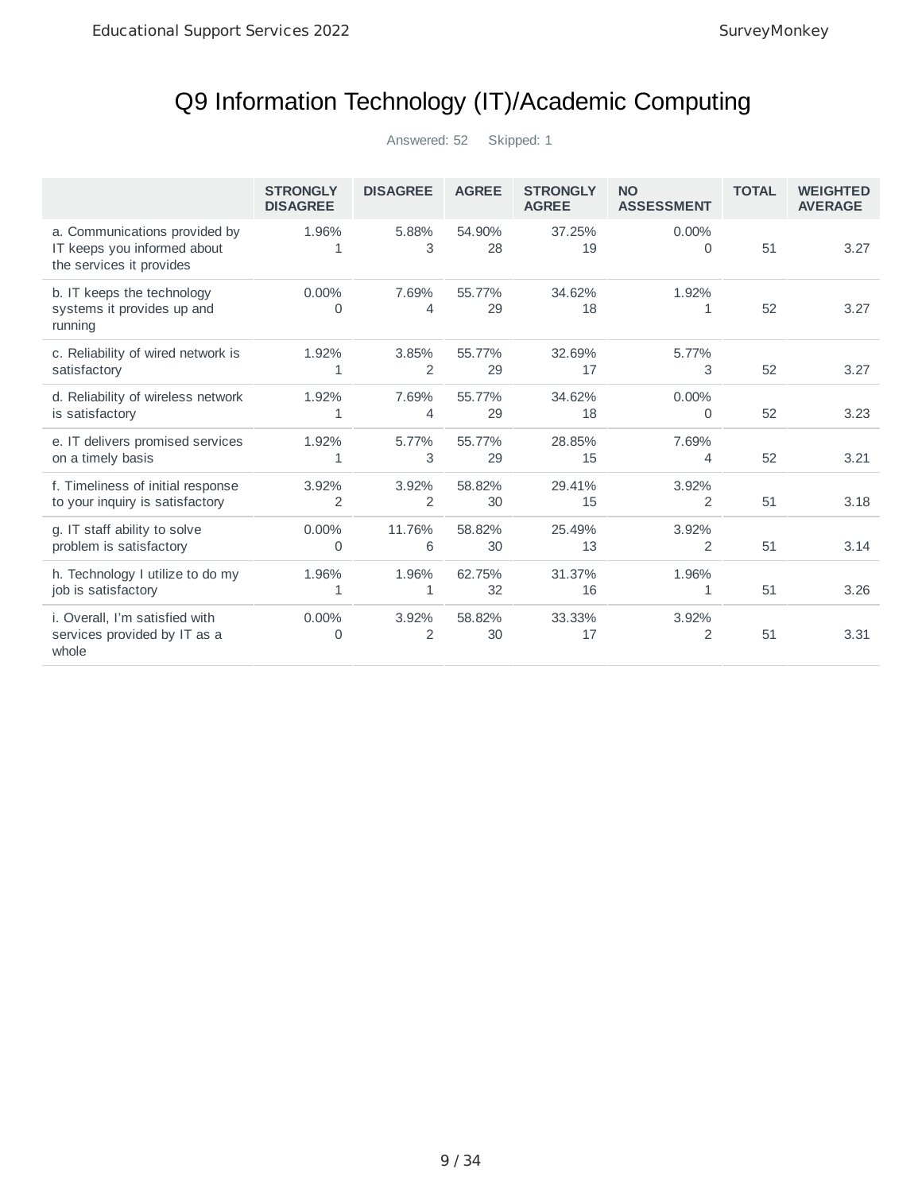# Q9 Information Technology (IT)/Academic Computing

Answered: 52 Skipped: 1

| | STRONGLY DISAGREE | DISAGREE | AGREE | STRONGLY AGREE | NO ASSESSMENT | TOTAL | WEIGHTED AVERAGE |
|---|---|---|---|---|---|---|---|
| a. Communications provided by IT keeps you informed about the services it provides | 1.96%<br>1 | 5.88%<br>3 | 54.90%<br>28 | 37.25%<br>19 | 0.00%<br>0 | 51 | 3.27 |
| b. IT keeps the technology systems it provides up and running | 0.00%<br>0 | 7.69%<br>4 | 55.77%<br>29 | 34.62%<br>18 | 1.92%<br>1 | 52 | 3.27 |
| c. Reliability of wired network is satisfactory | 1.92%<br>1 | 3.85%<br>2 | 55.77%<br>29 | 32.69%<br>17 | 5.77%<br>3 | 52 | 3.27 |
| d. Reliability of wireless network is satisfactory | 1.92%<br>1 | 7.69%<br>4 | 55.77%<br>29 | 34.62%<br>18 | 0.00%<br>0 | 52 | 3.23 |
| e. IT delivers promised services on a timely basis | 1.92%<br>1 | 5.77%<br>3 | 55.77%<br>29 | 28.85%<br>15 | 7.69%<br>4 | 52 | 3.21 |
| f. Timeliness of initial response to your inquiry is satisfactory | 3.92%<br>2 | 3.92%<br>2 | 58.82%<br>30 | 29.41%<br>15 | 3.92%<br>2 | 51 | 3.18 |
| g. IT staff ability to solve problem is satisfactory | 0.00%<br>0 | 11.76%<br>6 | 58.82%<br>30 | 25.49%<br>13 | 3.92%<br>2 | 51 | 3.14 |
| h. Technology I utilize to do my job is satisfactory | 1.96%<br>1 | 1.96%<br>1 | 62.75%<br>32 | 31.37%<br>16 | 1.96%<br>1 | 51 | 3.26 |
| i. Overall, I'm satisfied with services provided by IT as a whole | 0.00%<br>0 | 3.92%<br>2 | 58.82%<br>30 | 33.33%<br>17 | 3.92%<br>2 | 51 | 3.31 |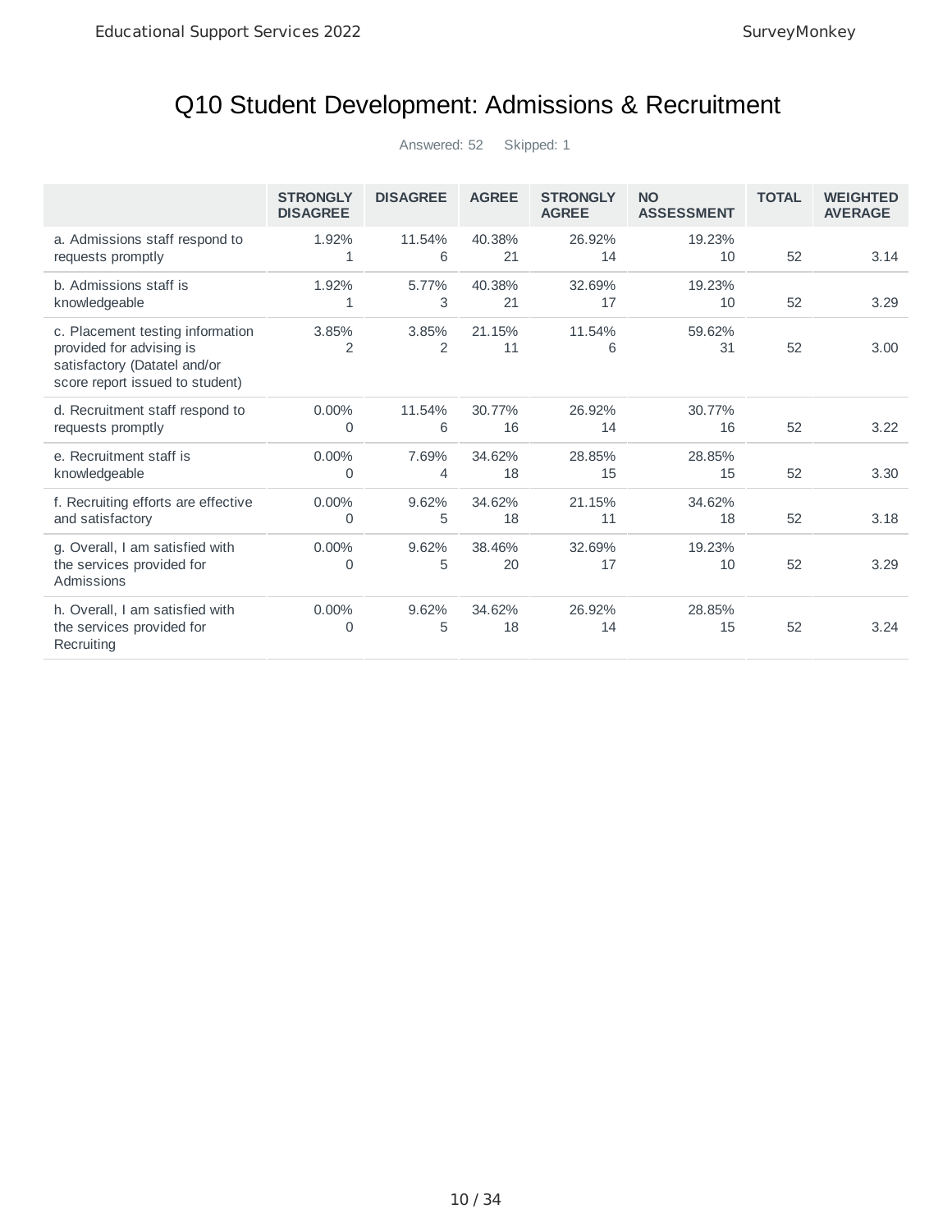# Q10 Student Development: Admissions & Recruitment

Answered: 52 Skipped: 1

| | STRONGLY DISAGREE | DISAGREE | AGREE | STRONGLY AGREE | NO ASSESSMENT | TOTAL | WEIGHTED AVERAGE |
|---|---|---|---|---|---|---|---|
| a. Admissions staff respond to requests promptly | 1.92% 1 | 11.54% 6 | 40.38% 21 | 26.92% 14 | 19.23% 10 | 52 | 3.14 |
| b. Admissions staff is knowledgeable | 1.92% 1 | 5.77% 3 | 40.38% 21 | 32.69% 17 | 19.23% 10 | 52 | 3.29 |
| c. Placement testing information provided for advising is satisfactory (Datatel and/or score report issued to student) | 3.85% 2 | 3.85% 2 | 21.15% 11 | 11.54% 6 | 59.62% 31 | 52 | 3.00 |
| d. Recruitment staff respond to requests promptly | 0.00% 0 | 11.54% 6 | 30.77% 16 | 26.92% 14 | 30.77% 16 | 52 | 3.22 |
| e. Recruitment staff is knowledgeable | 0.00% 0 | 7.69% 4 | 34.62% 18 | 28.85% 15 | 28.85% 15 | 52 | 3.30 |
| f. Recruiting efforts are effective and satisfactory | 0.00% 0 | 9.62% 5 | 34.62% 18 | 21.15% 11 | 34.62% 18 | 52 | 3.18 |
| g. Overall, I am satisfied with the services provided for Admissions | 0.00% 0 | 9.62% 5 | 38.46% 20 | 32.69% 17 | 19.23% 10 | 52 | 3.29 |
| h. Overall, I am satisfied with the services provided for Recruiting | 0.00% 0 | 9.62% 5 | 34.62% 18 | 26.92% 14 | 28.85% 15 | 52 | 3.24 |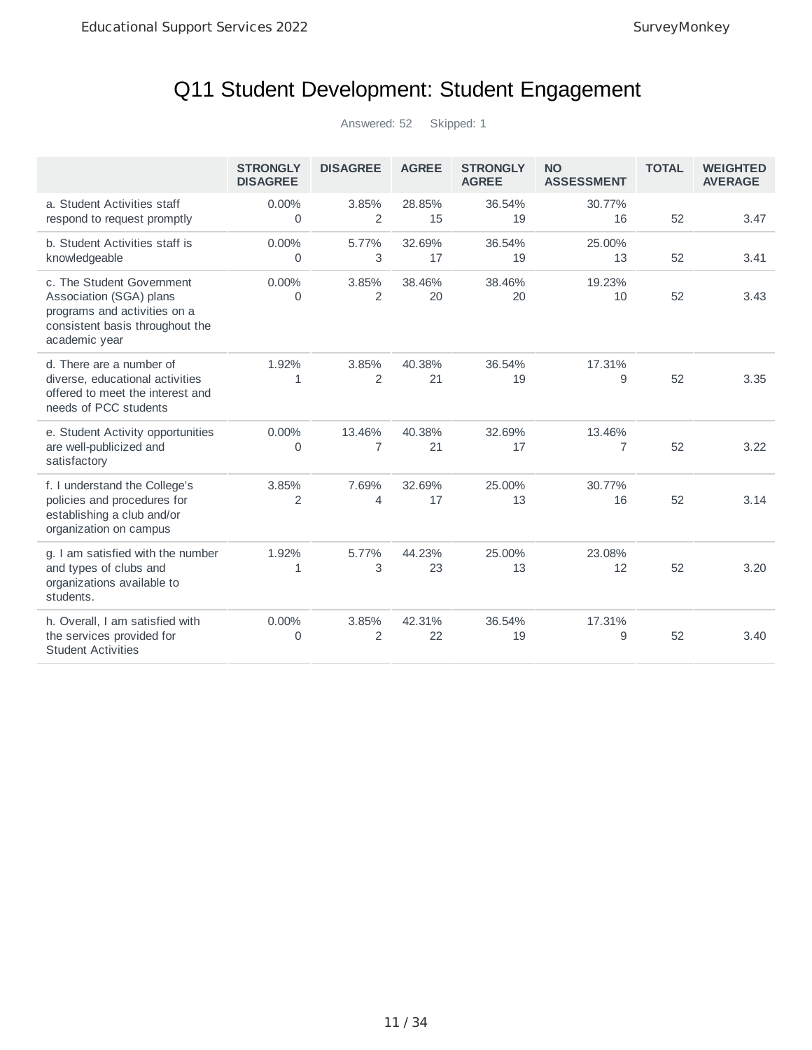# Q11 Student Development: Student Engagement

Answered: 52 Skipped: 1

| | STRONGLY DISAGREE | DISAGREE | AGREE | STRONGLY AGREE | NO ASSESSMENT | TOTAL | WEIGHTED AVERAGE |
|---|---|---|---|---|---|---|---|
| a. Student Activities staff respond to request promptly | 0.00% 0 | 3.85% 2 | 28.85% 15 | 36.54% 19 | 30.77% 16 | 52 | 3.47 |
| b. Student Activities staff is knowledgeable | 0.00% 0 | 5.77% 3 | 32.69% 17 | 36.54% 19 | 25.00% 13 | 52 | 3.41 |
| c. The Student Government Association (SGA) plans programs and activities on a consistent basis throughout the academic year | 0.00% 0 | 3.85% 2 | 38.46% 20 | 38.46% 20 | 19.23% 10 | 52 | 3.43 |
| d. There are a number of diverse, educational activities offered to meet the interest and needs of PCC students | 1.92% 1 | 3.85% 2 | 40.38% 21 | 36.54% 19 | 17.31% 9 | 52 | 3.35 |
| e. Student Activity opportunities are well-publicized and satisfactory | 0.00% 0 | 13.46% 7 | 40.38% 21 | 32.69% 17 | 13.46% 7 | 52 | 3.22 |
| f. I understand the College's policies and procedures for establishing a club and/or organization on campus | 3.85% 2 | 7.69% 4 | 32.69% 17 | 25.00% 13 | 30.77% 16 | 52 | 3.14 |
| g. I am satisfied with the number and types of clubs and organizations available to students. | 1.92% 1 | 5.77% 3 | 44.23% 23 | 25.00% 13 | 23.08% 12 | 52 | 3.20 |
| h. Overall, I am satisfied with the services provided for Student Activities | 0.00% 0 | 3.85% 2 | 42.31% 22 | 36.54% 19 | 17.31% 9 | 52 | 3.40 |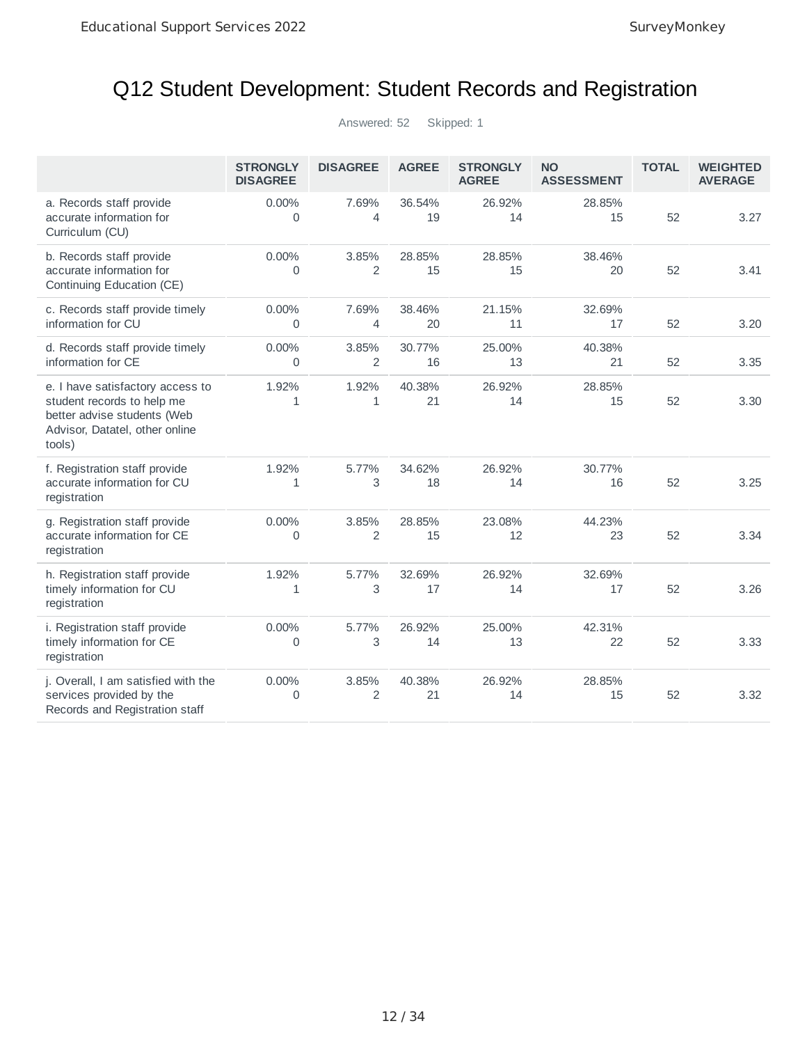# Q12 Student Development: Student Records and Registration

Answered: 52 Skipped: 1

| | STRONGLY DISAGREE | DISAGREE | AGREE | STRONGLY AGREE | NO ASSESSMENT | TOTAL | WEIGHTED AVERAGE |
|---|---|---|---|---|---|---|---|
| a. Records staff provide accurate information for Curriculum (CU) | 0.00% 0 | 7.69% 4 | 36.54% 19 | 26.92% 14 | 28.85% 15 | 52 | 3.27 |
| b. Records staff provide accurate information for Continuing Education (CE) | 0.00% 0 | 3.85% 2 | 28.85% 15 | 28.85% 15 | 38.46% 20 | 52 | 3.41 |
| c. Records staff provide timely information for CU | 0.00% 0 | 7.69% 4 | 38.46% 20 | 21.15% 11 | 32.69% 17 | 52 | 3.20 |
| d. Records staff provide timely information for CE | 0.00% 0 | 3.85% 2 | 30.77% 16 | 25.00% 13 | 40.38% 21 | 52 | 3.35 |
| e. I have satisfactory access to student records to help me better advise students (Web Advisor, Datatel, other online tools) | 1.92% 1 | 1.92% 1 | 40.38% 21 | 26.92% 14 | 28.85% 15 | 52 | 3.30 |
| f. Registration staff provide accurate information for CU registration | 1.92% 1 | 5.77% 3 | 34.62% 18 | 26.92% 14 | 30.77% 16 | 52 | 3.25 |
| g. Registration staff provide accurate information for CE registration | 0.00% 0 | 3.85% 2 | 28.85% 15 | 23.08% 12 | 44.23% 23 | 52 | 3.34 |
| h. Registration staff provide timely information for CU registration | 1.92% 1 | 5.77% 3 | 32.69% 17 | 26.92% 14 | 32.69% 17 | 52 | 3.26 |
| i. Registration staff provide timely information for CE registration | 0.00% 0 | 5.77% 3 | 26.92% 14 | 25.00% 13 | 42.31% 22 | 52 | 3.33 |
| j. Overall, I am satisfied with the services provided by the Records and Registration staff | 0.00% 0 | 3.85% 2 | 40.38% 21 | 26.92% 14 | 28.85% 15 | 52 | 3.32 |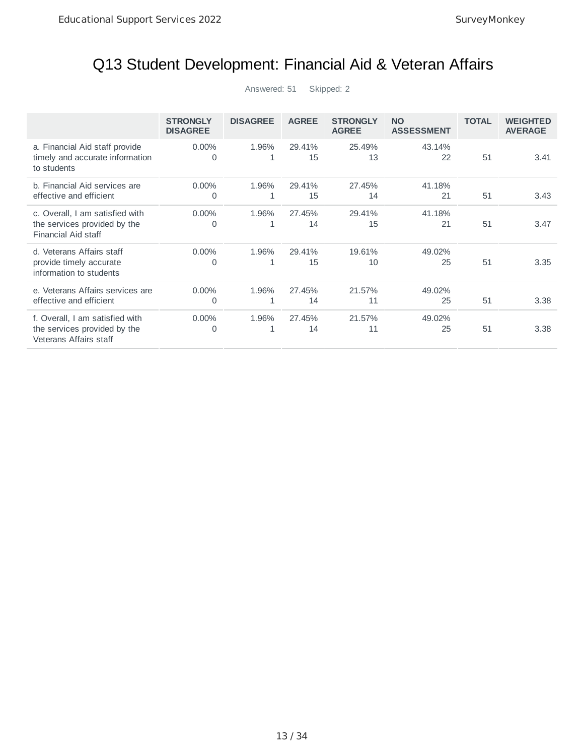# Q13 Student Development: Financial Aid & Veteran Affairs

Answered: 51 Skipped: 2

| | STRONGLY DISAGREE | DISAGREE | AGREE | STRONGLY AGREE | NO ASSESSMENT | TOTAL | WEIGHTED AVERAGE |
|---|---|---|---|---|---|---|---|
| a. Financial Aid staff provide timely and accurate information to students | 0.00% 0 | 1.96% 1 | 29.41% 15 | 25.49% 13 | 43.14% 22 | 51 | 3.41 |
| b. Financial Aid services are effective and efficient | 0.00% 0 | 1.96% 1 | 29.41% 15 | 27.45% 14 | 41.18% 21 | 51 | 3.43 |
| c. Overall, I am satisfied with the services provided by the Financial Aid staff | 0.00% 0 | 1.96% 1 | 27.45% 14 | 29.41% 15 | 41.18% 21 | 51 | 3.47 |
| d. Veterans Affairs staff provide timely accurate information to students | 0.00% 0 | 1.96% 1 | 29.41% 15 | 19.61% 10 | 49.02% 25 | 51 | 3.35 |
| e. Veterans Affairs services are effective and efficient | 0.00% 0 | 1.96% 1 | 27.45% 14 | 21.57% 11 | 49.02% 25 | 51 | 3.38 |
| f. Overall, I am satisfied with the services provided by the Veterans Affairs staff | 0.00% 0 | 1.96% 1 | 27.45% 14 | 21.57% 11 | 49.02% 25 | 51 | 3.38 |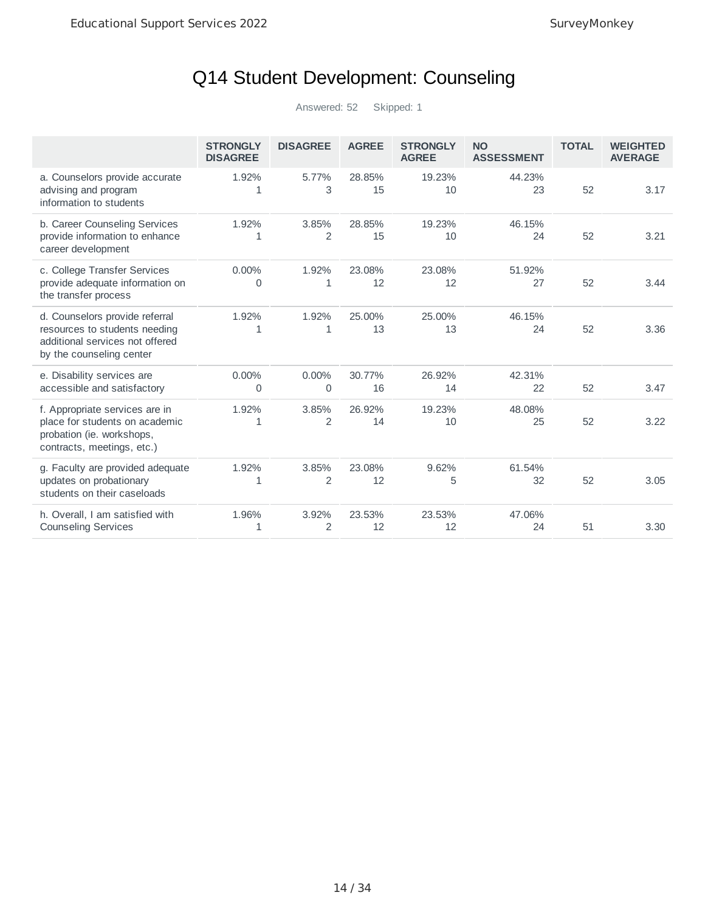# Q14 Student Development: Counseling

Answered: 52 Skipped: 1

| | STRONGLY DISAGREE | DISAGREE | AGREE | STRONGLY AGREE | NO ASSESSMENT | TOTAL | WEIGHTED AVERAGE |
|---|---|---|---|---|---|---|---|
| a. Counselors provide accurate advising and program information to students | 1.92% 1 | 5.77% 3 | 28.85% 15 | 19.23% 10 | 44.23% 23 | 52 | 3.17 |
| b. Career Counseling Services provide information to enhance career development | 1.92% 1 | 3.85% 2 | 28.85% 15 | 19.23% 10 | 46.15% 24 | 52 | 3.21 |
| c. College Transfer Services provide adequate information on the transfer process | 0.00% 0 | 1.92% 1 | 23.08% 12 | 23.08% 12 | 51.92% 27 | 52 | 3.44 |
| d. Counselors provide referral resources to students needing additional services not offered by the counseling center | 1.92% 1 | 1.92% 1 | 25.00% 13 | 25.00% 13 | 46.15% 24 | 52 | 3.36 |
| e. Disability services are accessible and satisfactory | 0.00% 0 | 0.00% 0 | 30.77% 16 | 26.92% 14 | 42.31% 22 | 52 | 3.47 |
| f. Appropriate services are in place for students on academic probation (ie. workshops, contracts, meetings, etc.) | 1.92% 1 | 3.85% 2 | 26.92% 14 | 19.23% 10 | 48.08% 25 | 52 | 3.22 |
| g. Faculty are provided adequate updates on probationary students on their caseloads | 1.92% 1 | 3.85% 2 | 23.08% 12 | 9.62% 5 | 61.54% 32 | 52 | 3.05 |
| h. Overall, I am satisfied with Counseling Services | 1.96% 1 | 3.92% 2 | 23.53% 12 | 23.53% 12 | 47.06% 24 | 51 | 3.30 |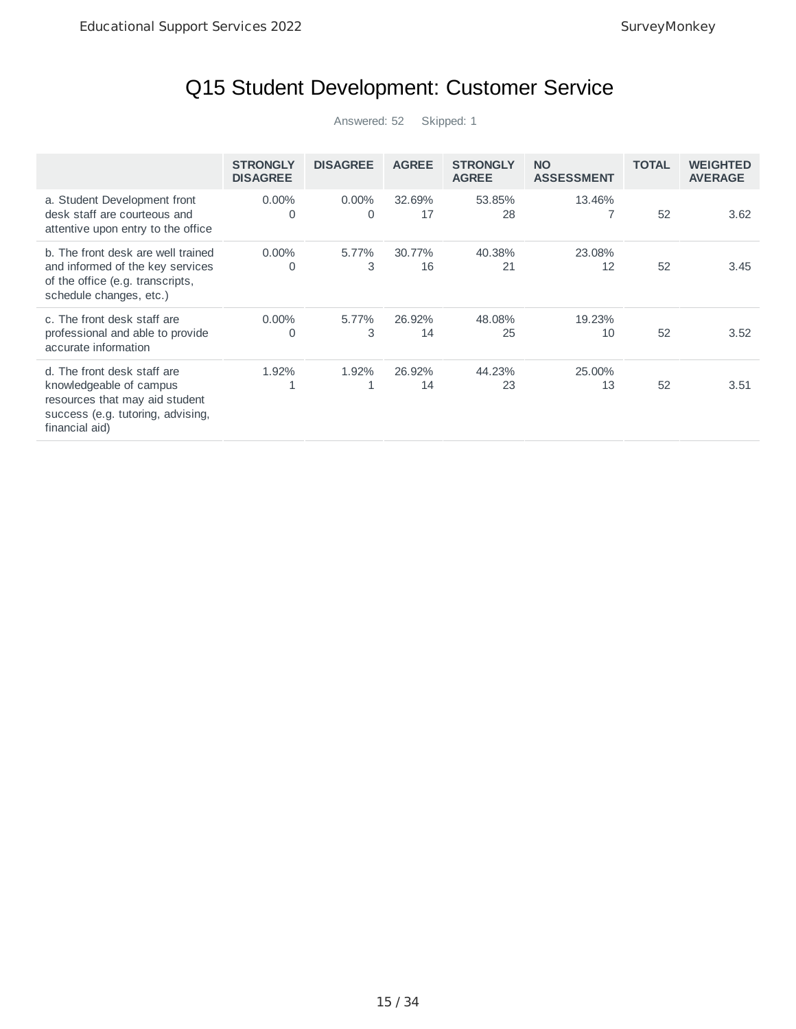# Q15 Student Development: Customer Service

Answered: 52 Skipped: 1

| | STRONGLY DISAGREE | DISAGREE | AGREE | STRONGLY AGREE | NO ASSESSMENT | TOTAL | WEIGHTED AVERAGE |
|---|---|---|---|---|---|---|---|
| a. Student Development front desk staff are courteous and attentive upon entry to the office | 0.00% 0 | 0.00% 0 | 32.69% 17 | 53.85% 28 | 13.46% 7 | 52 | 3.62 |
| b. The front desk are well trained and informed of the key services of the office (e.g. transcripts, schedule changes, etc.) | 0.00% 0 | 5.77% 3 | 30.77% 16 | 40.38% 21 | 23.08% 12 | 52 | 3.45 |
| c. The front desk staff are professional and able to provide accurate information | 0.00% 0 | 5.77% 3 | 26.92% 14 | 48.08% 25 | 19.23% 10 | 52 | 3.52 |
| d. The front desk staff are knowledgeable of campus resources that may aid student success (e.g. tutoring, advising, financial aid) | 1.92% 1 | 1.92% 1 | 26.92% 14 | 44.23% 23 | 25.00% 13 | 52 | 3.51 |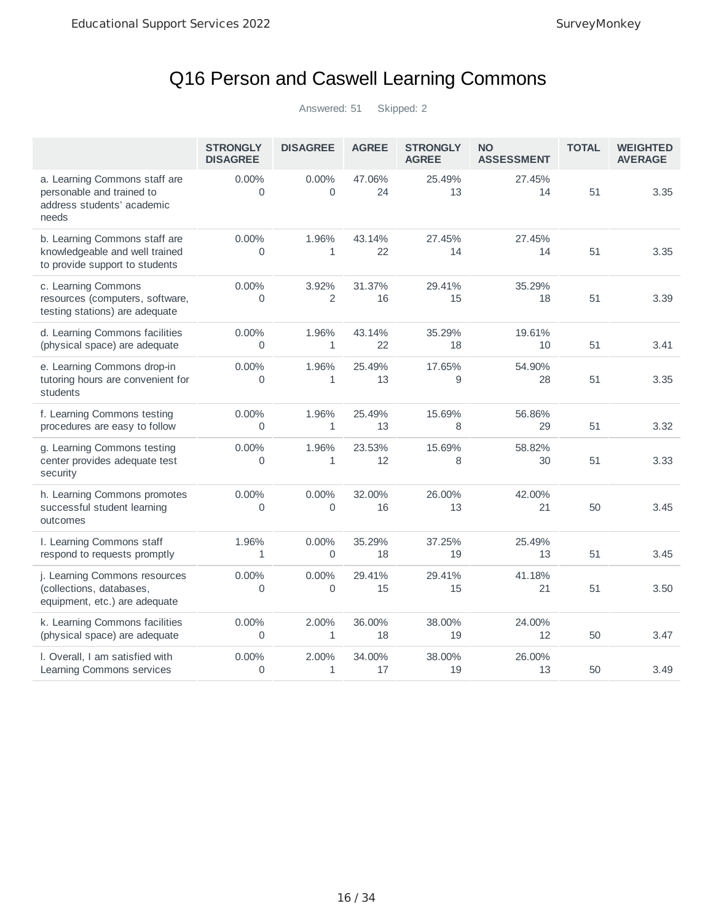# Q16 Person and Caswell Learning Commons

Answered: 51 Skipped: 2

| | STRONGLY DISAGREE | DISAGREE | AGREE | STRONGLY AGREE | NO ASSESSMENT | TOTAL | WEIGHTED AVERAGE |
|---|---|---|---|---|---|---|---|
| a. Learning Commons staff are personable and trained to address students' academic needs | 0.00% 0 | 0.00% 0 | 47.06% 24 | 25.49% 13 | 27.45% 14 | 51 | 3.35 |
| b. Learning Commons staff are knowledgeable and well trained to provide support to students | 0.00% 0 | 1.96% 1 | 43.14% 22 | 27.45% 14 | 27.45% 14 | 51 | 3.35 |
| c. Learning Commons resources (computers, software, testing stations) are adequate | 0.00% 0 | 3.92% 2 | 31.37% 16 | 29.41% 15 | 35.29% 18 | 51 | 3.39 |
| d. Learning Commons facilities (physical space) are adequate | 0.00% 0 | 1.96% 1 | 43.14% 22 | 35.29% 18 | 19.61% 10 | 51 | 3.41 |
| e. Learning Commons drop-in tutoring hours are convenient for students | 0.00% 0 | 1.96% 1 | 25.49% 13 | 17.65% 9 | 54.90% 28 | 51 | 3.35 |
| f. Learning Commons testing procedures are easy to follow | 0.00% 0 | 1.96% 1 | 25.49% 13 | 15.69% 8 | 56.86% 29 | 51 | 3.32 |
| g. Learning Commons testing center provides adequate test security | 0.00% 0 | 1.96% 1 | 23.53% 12 | 15.69% 8 | 58.82% 30 | 51 | 3.33 |
| h. Learning Commons promotes successful student learning outcomes | 0.00% 0 | 0.00% 0 | 32.00% 16 | 26.00% 13 | 42.00% 21 | 50 | 3.45 |
| I. Learning Commons staff respond to requests promptly | 1.96% 1 | 0.00% 0 | 35.29% 18 | 37.25% 19 | 25.49% 13 | 51 | 3.45 |
| j. Learning Commons resources (collections, databases, equipment, etc.) are adequate | 0.00% 0 | 0.00% 0 | 29.41% 15 | 29.41% 15 | 41.18% 21 | 51 | 3.50 |
| k. Learning Commons facilities (physical space) are adequate | 0.00% 0 | 2.00% 1 | 36.00% 18 | 38.00% 19 | 24.00% 12 | 50 | 3.47 |
| l. Overall, I am satisfied with Learning Commons services | 0.00% 0 | 2.00% 1 | 34.00% 17 | 38.00% 19 | 26.00% 13 | 50 | 3.49 |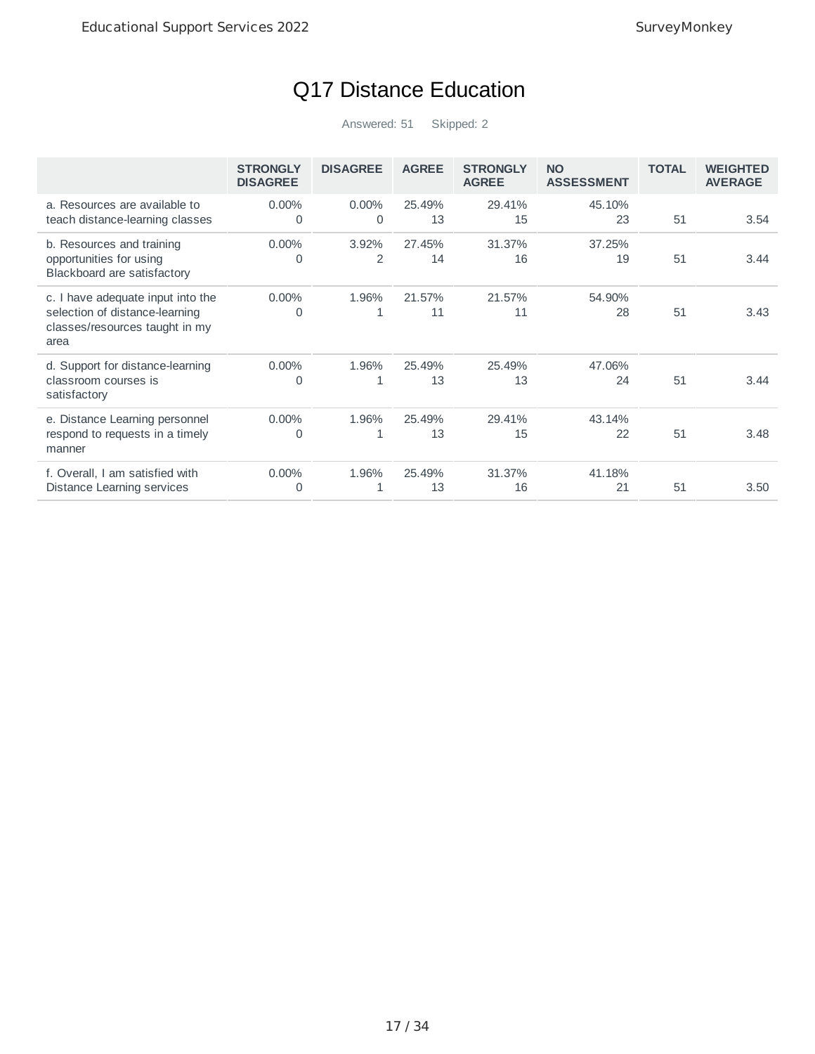# Q17 Distance Education

Answered: 51 Skipped: 2

| | STRONGLY DISAGREE | DISAGREE | AGREE | STRONGLY AGREE | NO ASSESSMENT | TOTAL | WEIGHTED AVERAGE |
|---|---|---|---|---|---|---|---|
| a. Resources are available to teach distance-learning classes | 0.00%<br>0 | 0.00%<br>0 | 25.49%<br>13 | 29.41%<br>15 | 45.10%<br>23 | 51 | 3.54 |
| b. Resources and training opportunities for using Blackboard are satisfactory | 0.00%<br>0 | 3.92%<br>2 | 27.45%<br>14 | 31.37%<br>16 | 37.25%<br>19 | 51 | 3.44 |
| c. I have adequate input into the selection of distance-learning classes/resources taught in my area | 0.00%<br>0 | 1.96%<br>1 | 21.57%<br>11 | 21.57%<br>11 | 54.90%<br>28 | 51 | 3.43 |
| d. Support for distance-learning classroom courses is satisfactory | 0.00%<br>0 | 1.96%<br>1 | 25.49%<br>13 | 25.49%<br>13 | 47.06%<br>24 | 51 | 3.44 |
| e. Distance Learning personnel respond to requests in a timely manner | 0.00%<br>0 | 1.96%<br>1 | 25.49%<br>13 | 29.41%<br>15 | 43.14%<br>22 | 51 | 3.48 |
| f. Overall, I am satisfied with Distance Learning services | 0.00%<br>0 | 1.96%<br>1 | 25.49%<br>13 | 31.37%<br>16 | 41.18%<br>21 | 51 | 3.50 |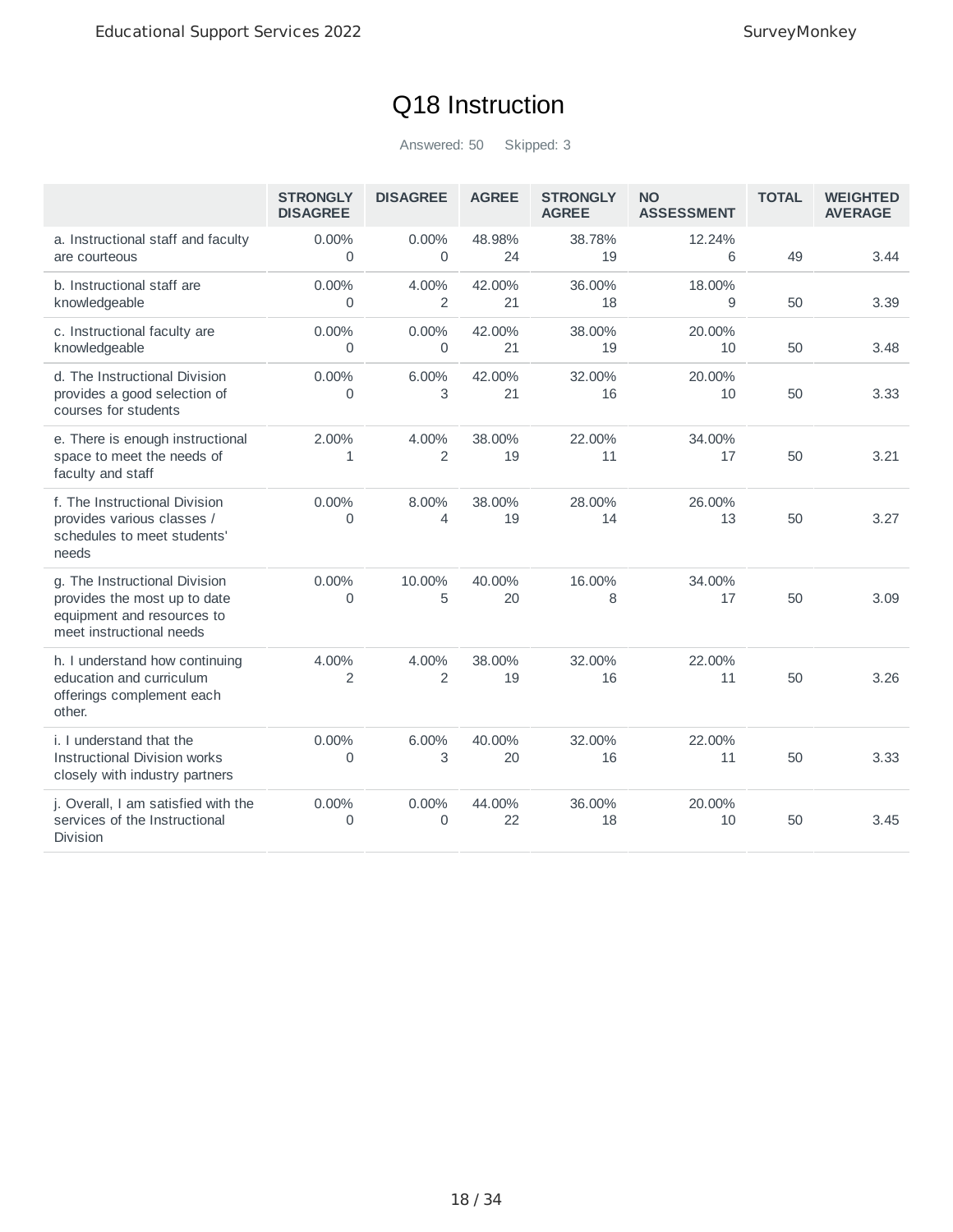# Q18 Instruction

Answered: 50 Skipped: 3

| | STRONGLY DISAGREE | DISAGREE | AGREE | STRONGLY AGREE | NO ASSESSMENT | TOTAL | WEIGHTED AVERAGE |
|---|---|---|---|---|---|---|---|
| a. Instructional staff and faculty are courteous | 0.00% 0 | 0.00% 0 | 48.98% 24 | 38.78% 19 | 12.24% 6 | 49 | 3.44 |
| b. Instructional staff are knowledgeable | 0.00% 0 | 4.00% 2 | 42.00% 21 | 36.00% 18 | 18.00% 9 | 50 | 3.39 |
| c. Instructional faculty are knowledgeable | 0.00% 0 | 0.00% 0 | 42.00% 21 | 38.00% 19 | 20.00% 10 | 50 | 3.48 |
| d. The Instructional Division provides a good selection of courses for students | 0.00% 0 | 6.00% 3 | 42.00% 21 | 32.00% 16 | 20.00% 10 | 50 | 3.33 |
| e. There is enough instructional space to meet the needs of faculty and staff | 2.00% 1 | 4.00% 2 | 38.00% 19 | 22.00% 11 | 34.00% 17 | 50 | 3.21 |
| f. The Instructional Division provides various classes / schedules to meet students' needs | 0.00% 0 | 8.00% 4 | 38.00% 19 | 28.00% 14 | 26.00% 13 | 50 | 3.27 |
| g. The Instructional Division provides the most up to date equipment and resources to meet instructional needs | 0.00% 0 | 10.00% 5 | 40.00% 20 | 16.00% 8 | 34.00% 17 | 50 | 3.09 |
| h. I understand how continuing education and curriculum offerings complement each other. | 4.00% 2 | 4.00% 2 | 38.00% 19 | 32.00% 16 | 22.00% 11 | 50 | 3.26 |
| i. I understand that the Instructional Division works closely with industry partners | 0.00% 0 | 6.00% 3 | 40.00% 20 | 32.00% 16 | 22.00% 11 | 50 | 3.33 |
| j. Overall, I am satisfied with the services of the Instructional Division | 0.00% 0 | 0.00% 0 | 44.00% 22 | 36.00% 18 | 20.00% 10 | 50 | 3.45 |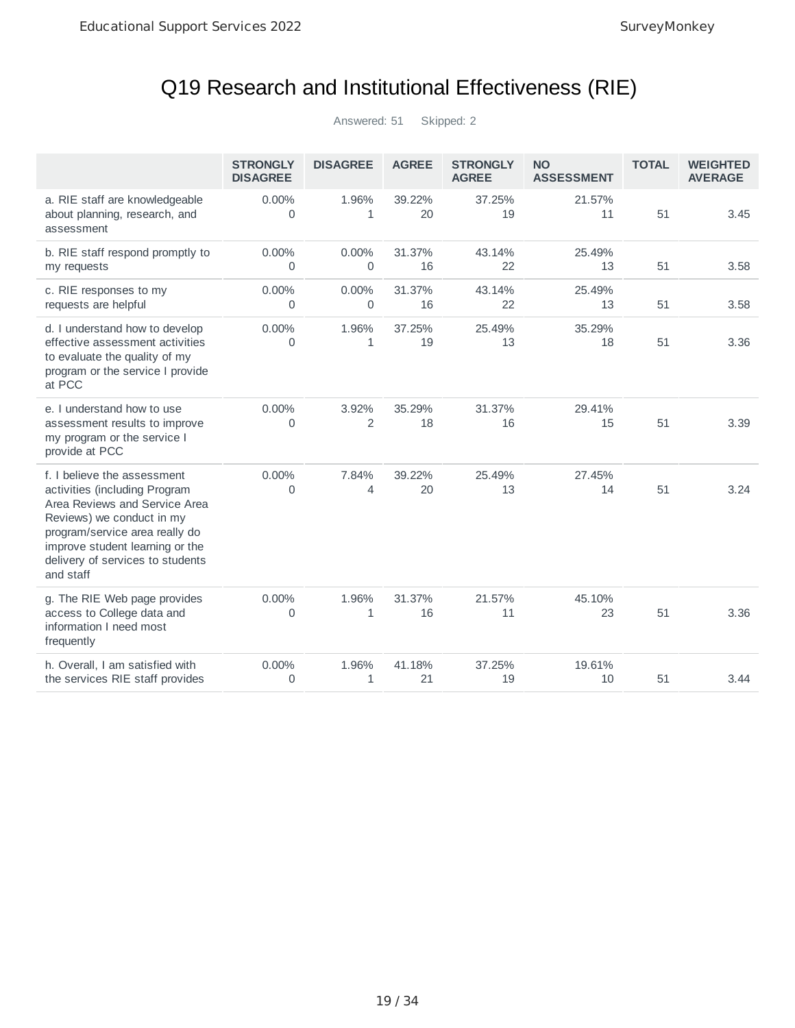# Q19 Research and Institutional Effectiveness (RIE)

Answered: 51 Skipped: 2

| | STRONGLY DISAGREE | DISAGREE | AGREE | STRONGLY AGREE | NO ASSESSMENT | TOTAL | WEIGHTED AVERAGE |
|---|---|---|---|---|---|---|---|
| a. RIE staff are knowledgeable about planning, research, and assessment | 0.00%<br>0 | 1.96%<br>1 | 39.22%<br>20 | 37.25%<br>19 | 21.57%<br>11 | 51 | 3.45 |
| b. RIE staff respond promptly to my requests | 0.00%<br>0 | 0.00%<br>0 | 31.37%<br>16 | 43.14%<br>22 | 25.49%<br>13 | 51 | 3.58 |
| c. RIE responses to my requests are helpful | 0.00%<br>0 | 0.00%<br>0 | 31.37%<br>16 | 43.14%<br>22 | 25.49%<br>13 | 51 | 3.58 |
| d. I understand how to develop effective assessment activities to evaluate the quality of my program or the service I provide at PCC | 0.00%<br>0 | 1.96%<br>1 | 37.25%<br>19 | 25.49%<br>13 | 35.29%<br>18 | 51 | 3.36 |
| e. I understand how to use assessment results to improve my program or the service I provide at PCC | 0.00%<br>0 | 3.92%<br>2 | 35.29%<br>18 | 31.37%<br>16 | 29.41%<br>15 | 51 | 3.39 |
| f. I believe the assessment activities (including Program Area Reviews and Service Area Reviews) we conduct in my program/service area really do improve student learning or the delivery of services to students and staff | 0.00%<br>0 | 7.84%<br>4 | 39.22%<br>20 | 25.49%<br>13 | 27.45%<br>14 | 51 | 3.24 |
| g. The RIE Web page provides access to College data and information I need most frequently | 0.00%<br>0 | 1.96%<br>1 | 31.37%<br>16 | 21.57%<br>11 | 45.10%<br>23 | 51 | 3.36 |
| h. Overall, I am satisfied with the services RIE staff provides | 0.00%<br>0 | 1.96%<br>1 | 41.18%<br>21 | 37.25%<br>19 | 19.61%<br>10 | 51 | 3.44 |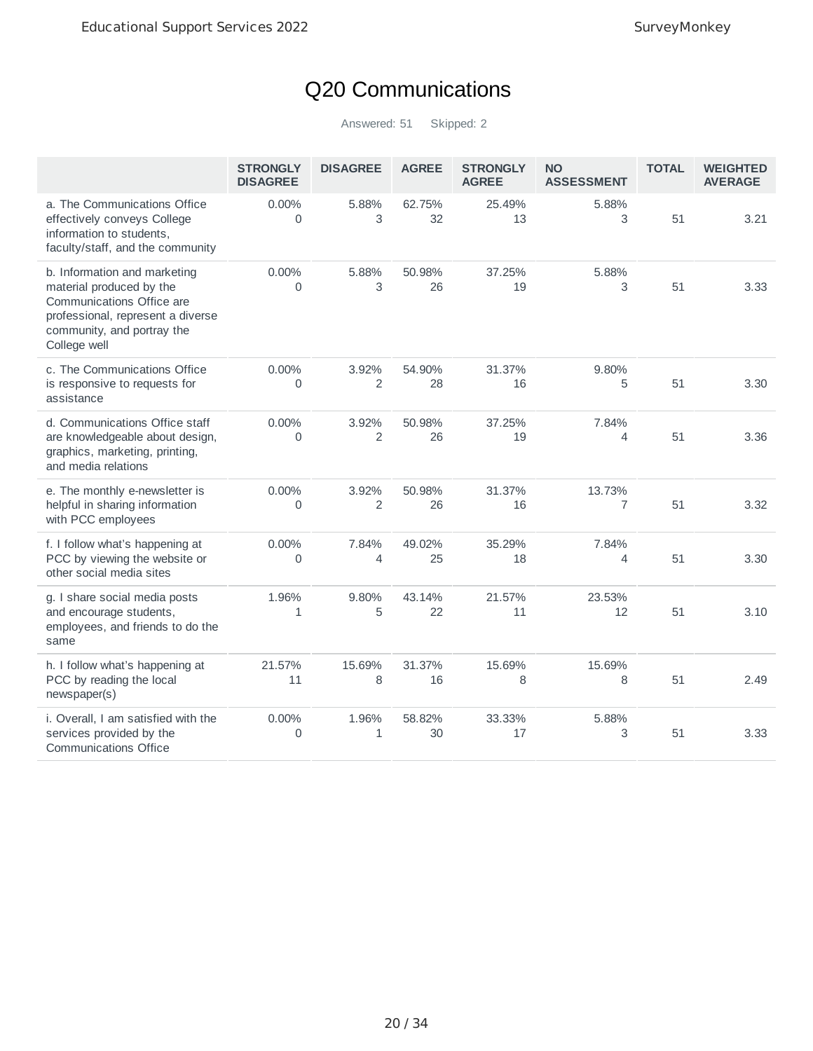# Q20 Communications

Answered: 51 Skipped: 2

| | STRONGLY DISAGREE | DISAGREE | AGREE | STRONGLY AGREE | NO ASSESSMENT | TOTAL | WEIGHTED AVERAGE |
|---|---|---|---|---|---|---|---|
| a. The Communications Office effectively conveys College information to students, faculty/staff, and the community | 0.00% 0 | 5.88% 3 | 62.75% 32 | 25.49% 13 | 5.88% 3 | 51 | 3.21 |
| b. Information and marketing material produced by the Communications Office are professional, represent a diverse community, and portray the College well | 0.00% 0 | 5.88% 3 | 50.98% 26 | 37.25% 19 | 5.88% 3 | 51 | 3.33 |
| c. The Communications Office is responsive to requests for assistance | 0.00% 0 | 3.92% 2 | 54.90% 28 | 31.37% 16 | 9.80% 5 | 51 | 3.30 |
| d. Communications Office staff are knowledgeable about design, graphics, marketing, printing, and media relations | 0.00% 0 | 3.92% 2 | 50.98% 26 | 37.25% 19 | 7.84% 4 | 51 | 3.36 |
| e. The monthly e-newsletter is helpful in sharing information with PCC employees | 0.00% 0 | 3.92% 2 | 50.98% 26 | 31.37% 16 | 13.73% 7 | 51 | 3.32 |
| f. I follow what's happening at PCC by viewing the website or other social media sites | 0.00% 0 | 7.84% 4 | 49.02% 25 | 35.29% 18 | 7.84% 4 | 51 | 3.30 |
| g. I share social media posts and encourage students, employees, and friends to do the same | 1.96% 1 | 9.80% 5 | 43.14% 22 | 21.57% 11 | 23.53% 12 | 51 | 3.10 |
| h. I follow what's happening at PCC by reading the local newspaper(s) | 21.57% 11 | 15.69% 8 | 31.37% 16 | 15.69% 8 | 15.69% 8 | 51 | 2.49 |
| i. Overall, I am satisfied with the services provided by the Communications Office | 0.00% 0 | 1.96% 1 | 58.82% 30 | 33.33% 17 | 5.88% 3 | 51 | 3.33 |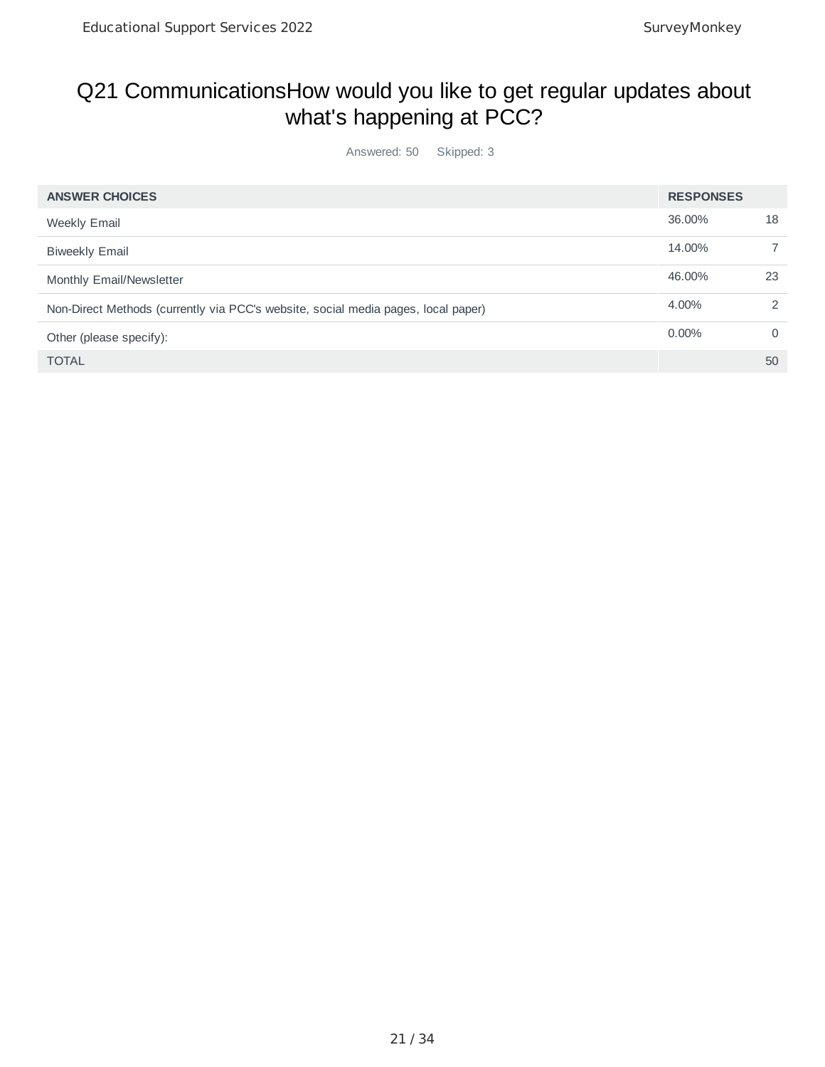# Q21 CommunicationsHow would you like to get regular updates about what's happening at PCC?

Answered: 50 Skipped: 3

| ANSWER CHOICES | RESPONSES | |
|---|---|---|
| Weekly Email | 36.00% | 18 |
| Biweekly Email | 14.00% | 7 |
| Monthly Email/Newsletter | 46.00% | 23 |
| Non-Direct Methods (currently via PCC's website, social media pages, local paper) | 4.00% | 2 |
| Other (please specify): | 0.00% | 0 |
| TOTAL | | 50 |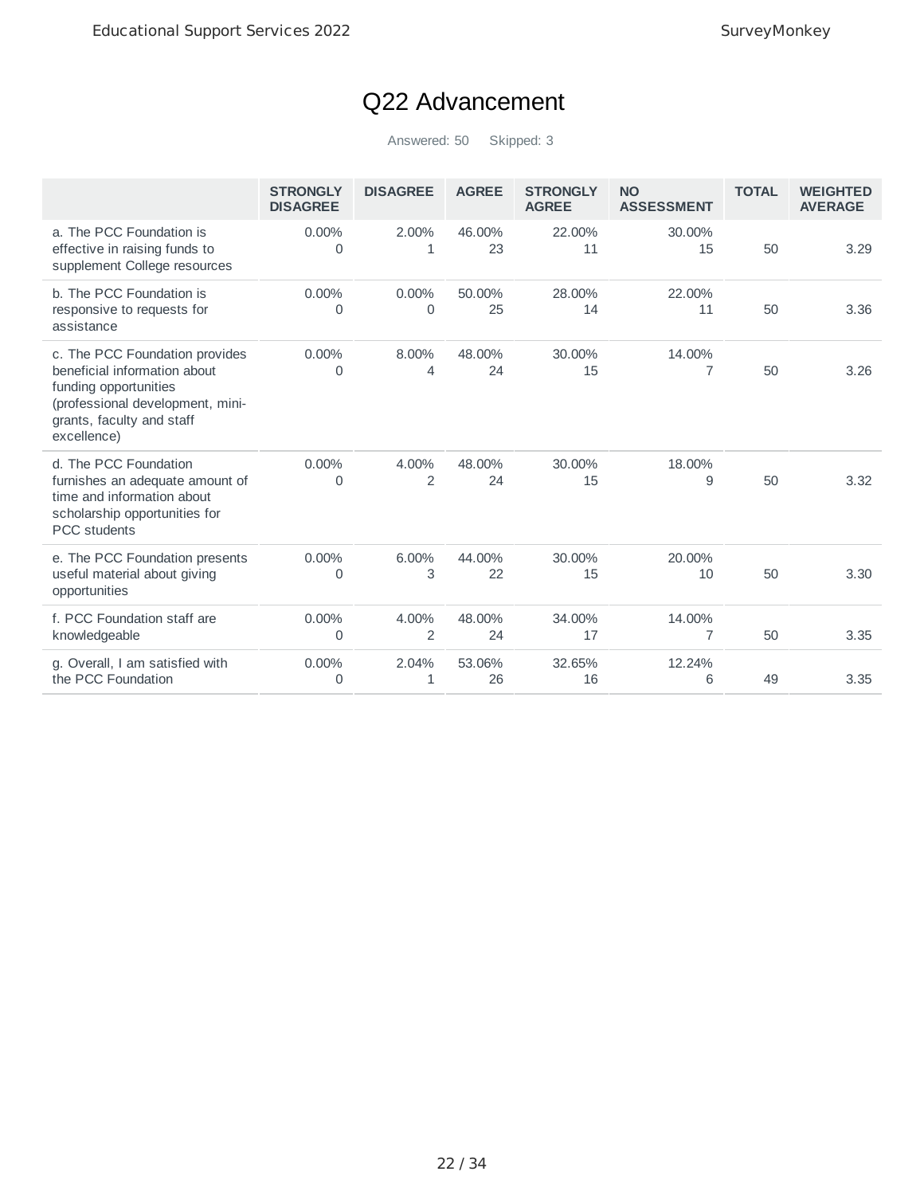# Q22 Advancement

Answered: 50 Skipped: 3

| | STRONGLY DISAGREE | DISAGREE | AGREE | STRONGLY AGREE | NO ASSESSMENT | TOTAL | WEIGHTED AVERAGE |
|---|---|---|---|---|---|---|---|
| a. The PCC Foundation is effective in raising funds to supplement College resources | 0.00% 0 | 2.00% 1 | 46.00% 23 | 22.00% 11 | 30.00% 15 | 50 | 3.29 |
| b. The PCC Foundation is responsive to requests for assistance | 0.00% 0 | 0.00% 0 | 50.00% 25 | 28.00% 14 | 22.00% 11 | 50 | 3.36 |
| c. The PCC Foundation provides beneficial information about funding opportunities (professional development, mini-grants, faculty and staff excellence) | 0.00% 0 | 8.00% 4 | 48.00% 24 | 30.00% 15 | 14.00% 7 | 50 | 3.26 |
| d. The PCC Foundation furnishes an adequate amount of time and information about scholarship opportunities for PCC students | 0.00% 0 | 4.00% 2 | 48.00% 24 | 30.00% 15 | 18.00% 9 | 50 | 3.32 |
| e. The PCC Foundation presents useful material about giving opportunities | 0.00% 0 | 6.00% 3 | 44.00% 22 | 30.00% 15 | 20.00% 10 | 50 | 3.30 |
| f. PCC Foundation staff are knowledgeable | 0.00% 0 | 4.00% 2 | 48.00% 24 | 34.00% 17 | 14.00% 7 | 50 | 3.35 |
| g. Overall, I am satisfied with the PCC Foundation | 0.00% 0 | 2.04% 1 | 53.06% 26 | 32.65% 16 | 12.24% 6 | 49 | 3.35 |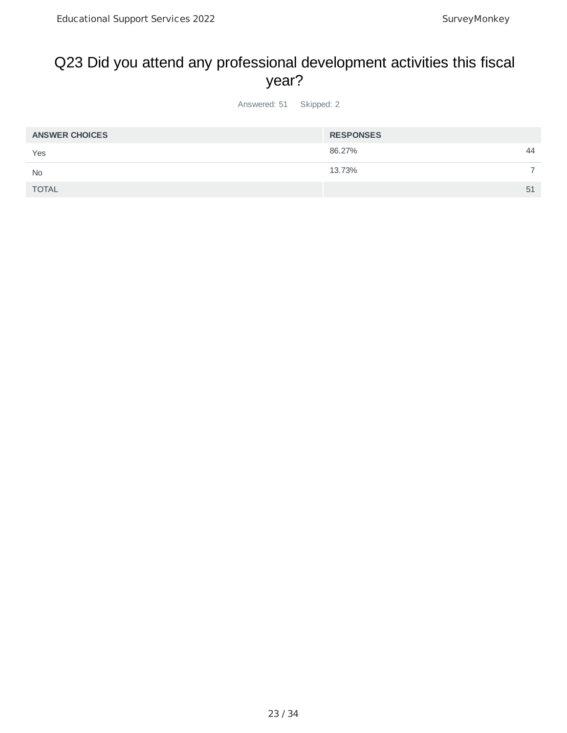# Q23 Did you attend any professional development activities this fiscal year?

Answered: 51 Skipped: 2

| ANSWER CHOICES | RESPONSES | |
|---|---|---|
| Yes | 86.27% | 44 |
| No | 13.73% | 7 |
| TOTAL | | 51 |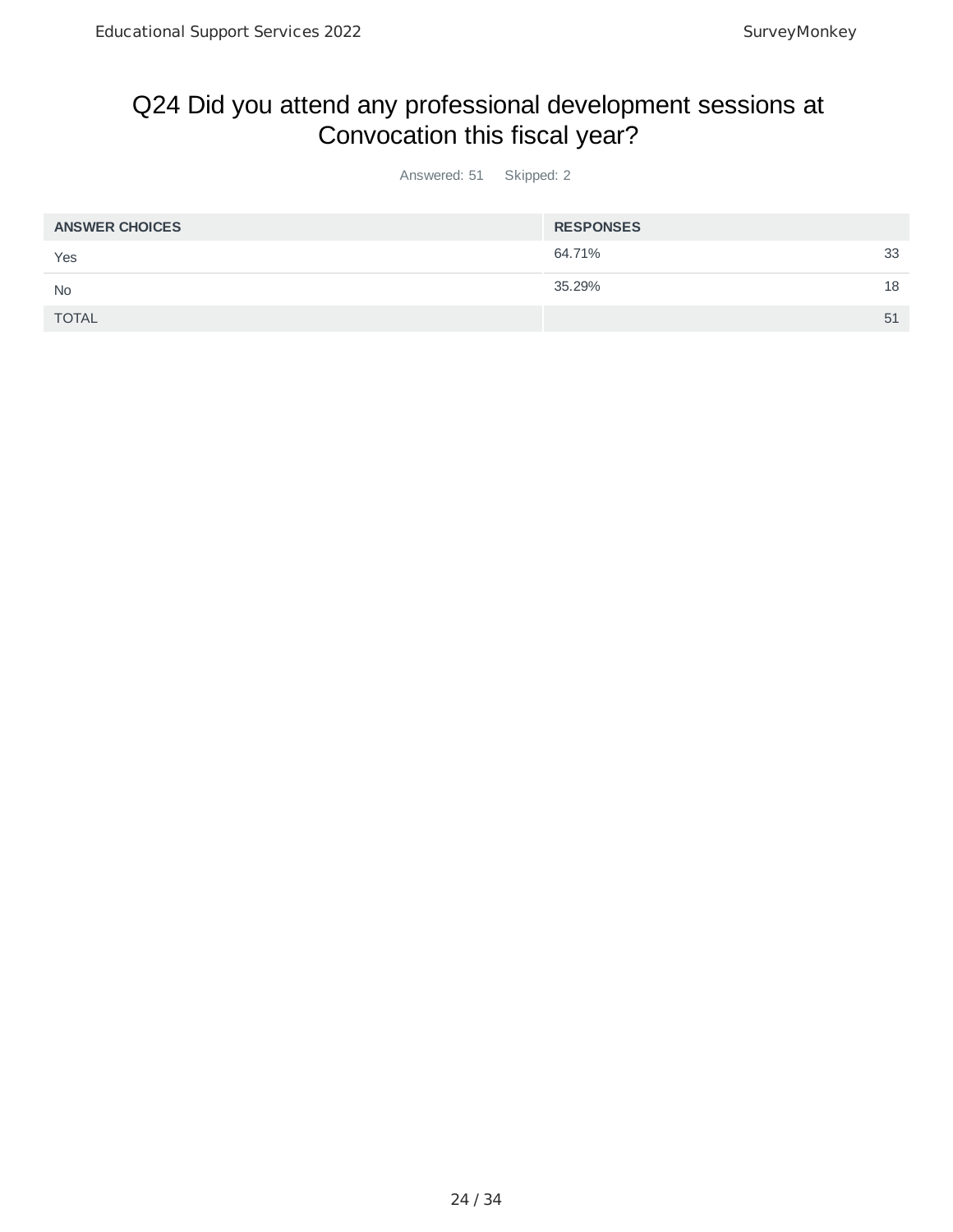# Q24 Did you attend any professional development sessions at Convocation this fiscal year?

Answered: 51 Skipped: 2

| ANSWER CHOICES | RESPONSES | |
|---|---|---|
| Yes | 64.71% | 33 |
| No | 35.29% | 18 |
| TOTAL | | 51 |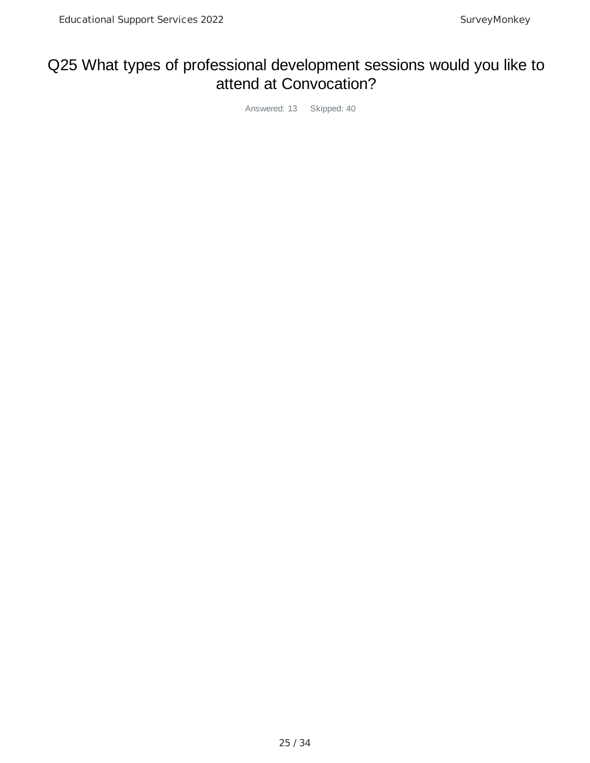# Q25 What types of professional development sessions would you like to attend at Convocation?

Answered: 13 Skipped: 40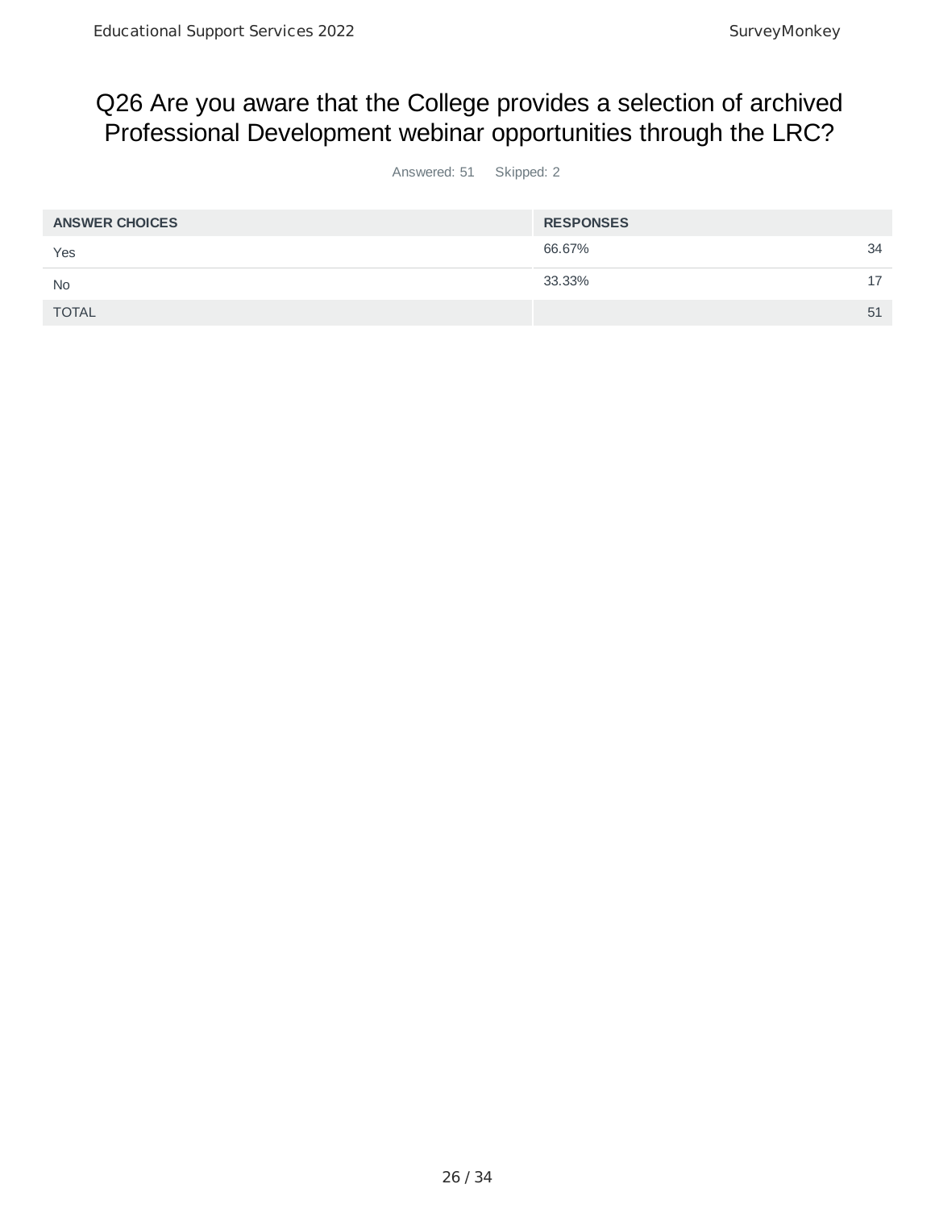# Q26 Are you aware that the College provides a selection of archived Professional Development webinar opportunities through the LRC?

Answered: 51 Skipped: 2

| ANSWER CHOICES | RESPONSES | |
|---|---|---|
| Yes | 66.67% | 34 |
| No | 33.33% | 17 |
| TOTAL | | 51 |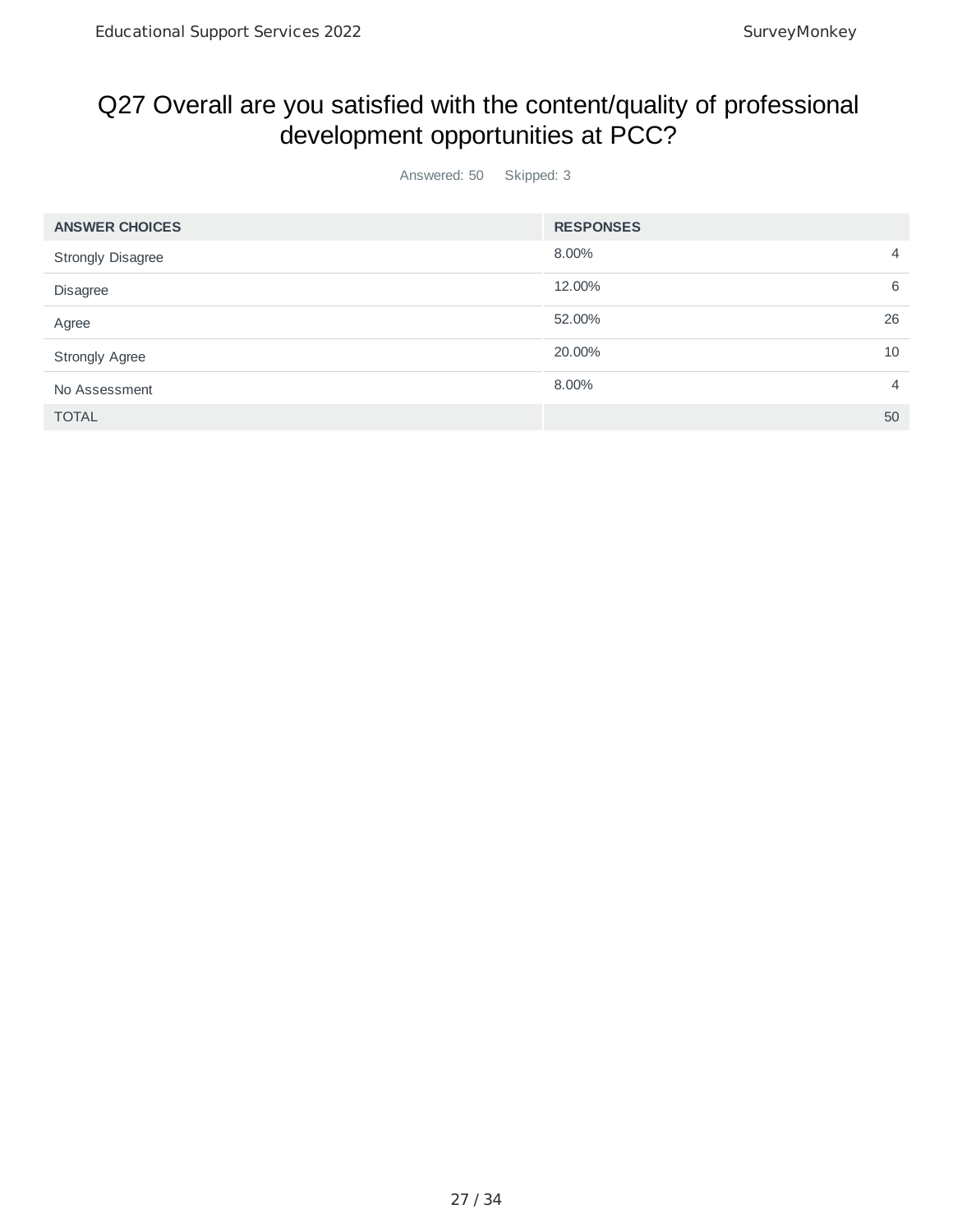# Q27 Overall are you satisfied with the content/quality of professional development opportunities at PCC?

Answered: 50 Skipped: 3

| ANSWER CHOICES | RESPONSES | |
|---|---|---|
| Strongly Disagree | 8.00% | 4 |
| Disagree | 12.00% | 6 |
| Agree | 52.00% | 26 |
| Strongly Agree | 20.00% | 10 |
| No Assessment | 8.00% | 4 |
| TOTAL | | 50 |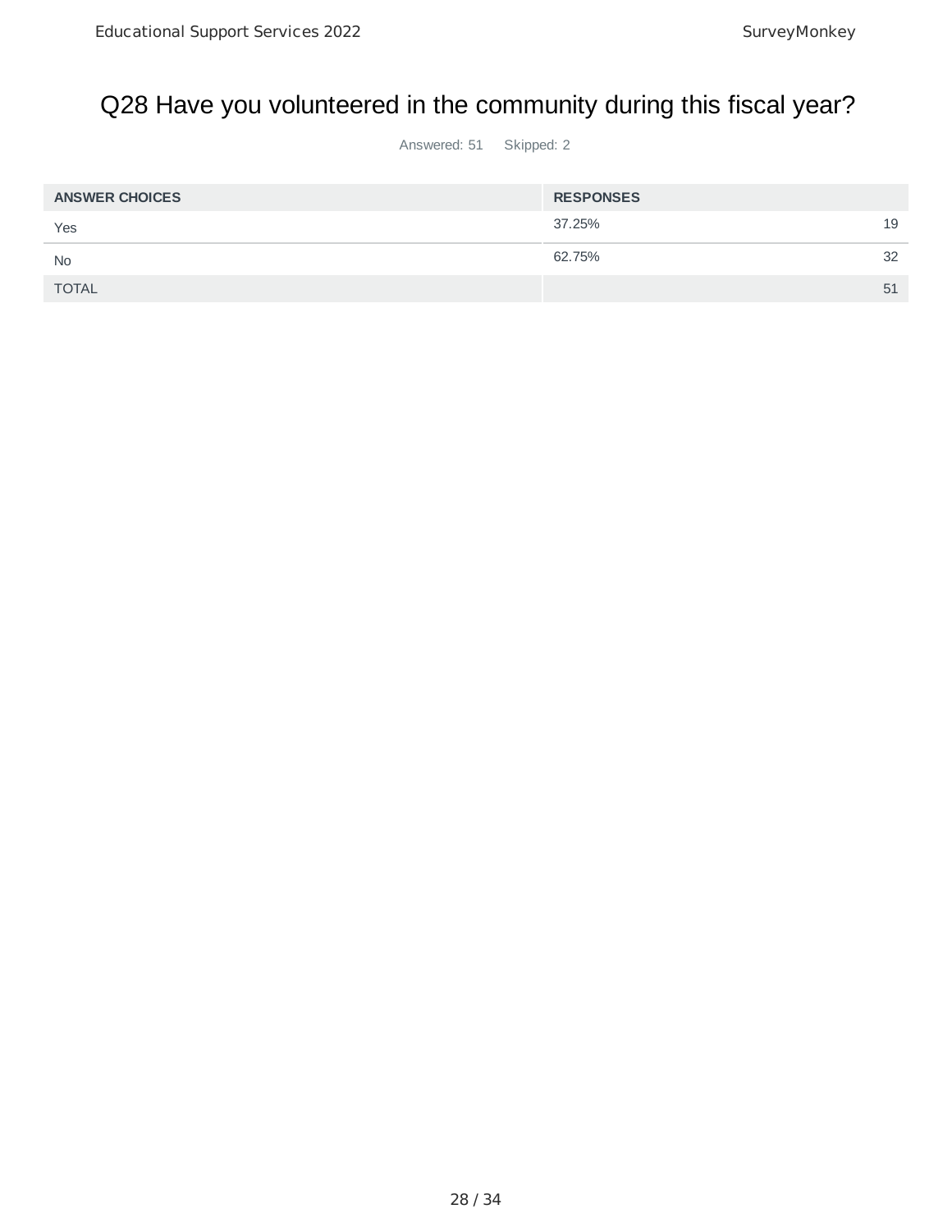# Q28 Have you volunteered in the community during this fiscal year?

Answered: 51 Skipped: 2

| ANSWER CHOICES | RESPONSES | |
|---|---|---|
| Yes | 37.25% | 19 |
| No | 62.75% | 32 |
| TOTAL | | 51 |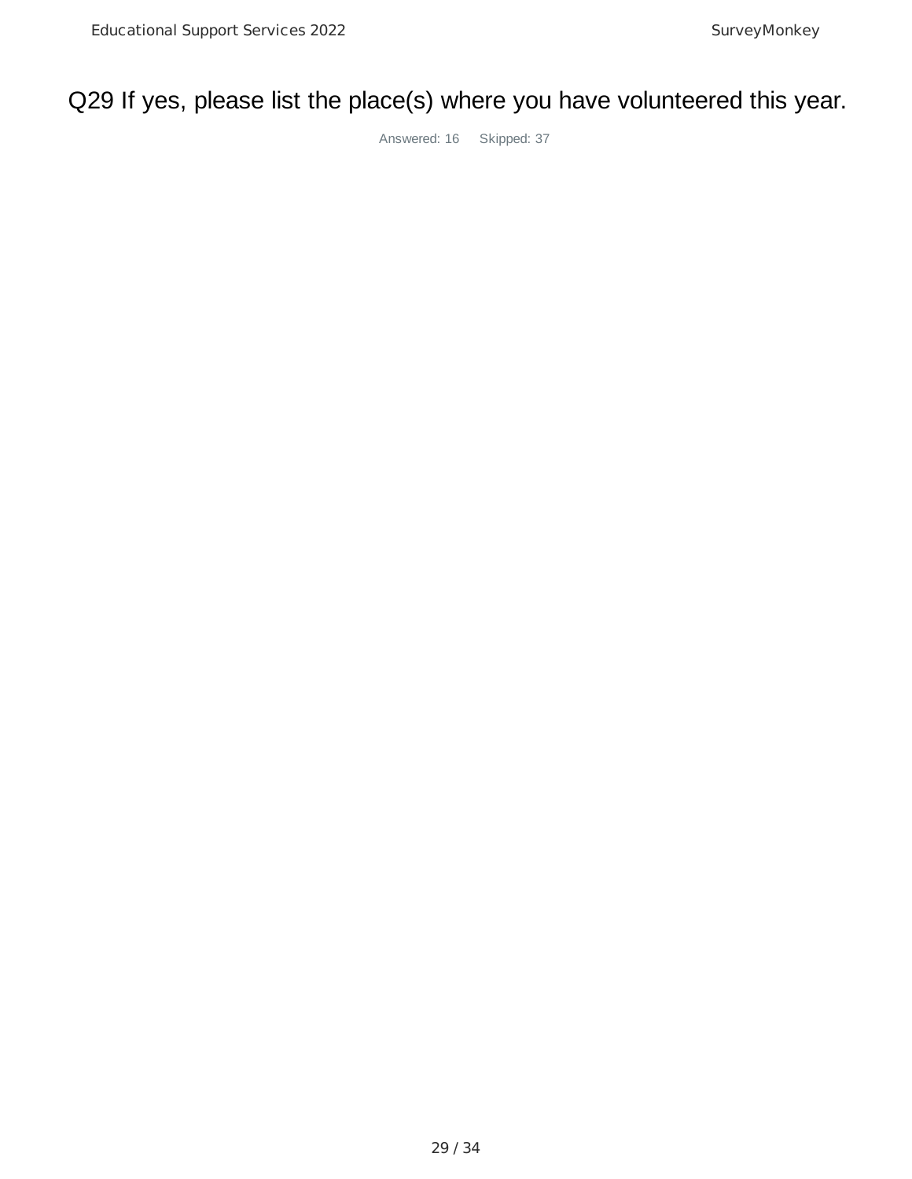# Q29 If yes, please list the place(s) where you have volunteered this year.

Answered: 16 Skipped: 37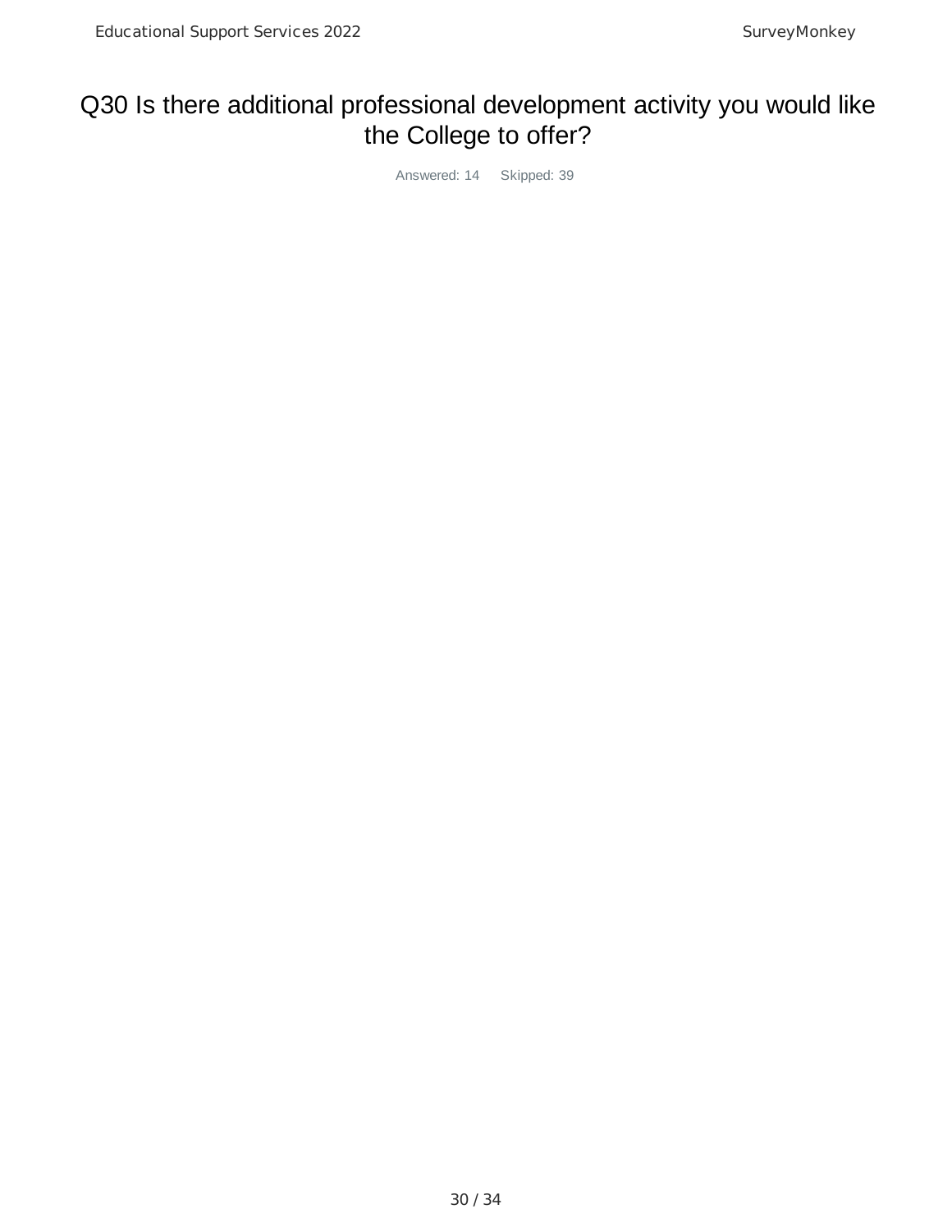# Q30 Is there additional professional development activity you would like the College to offer?

Answered: 14 Skipped: 39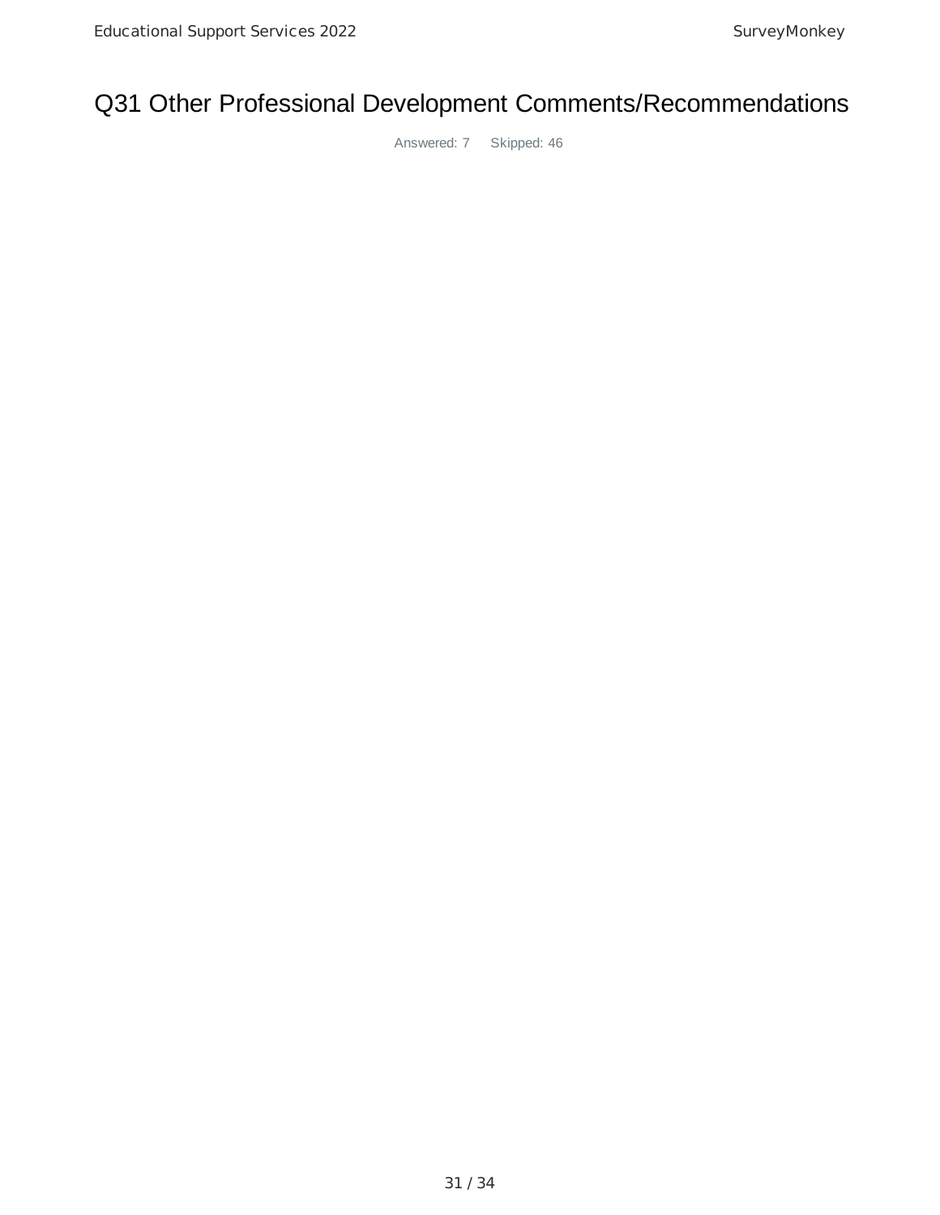# Q31 Other Professional Development Comments/Recommendations

Answered: 7 Skipped: 46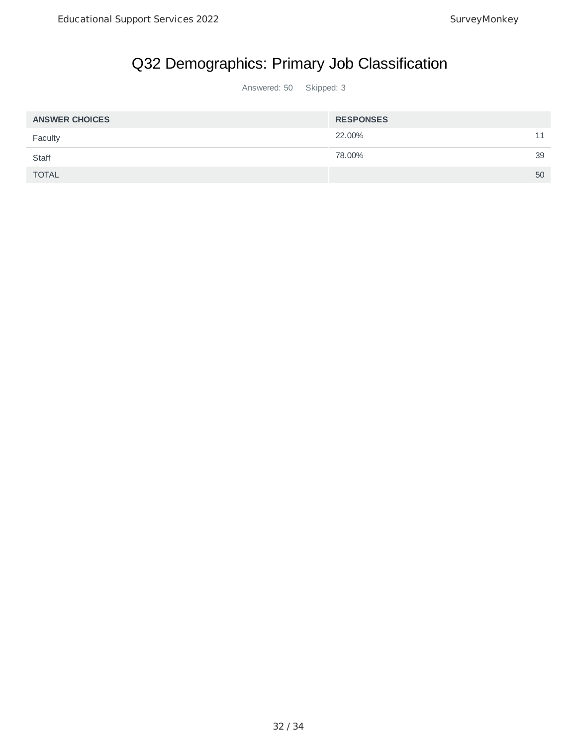# Q32 Demographics: Primary Job Classification

Answered: 50 Skipped: 3

| ANSWER CHOICES | RESPONSES | |
|---|---|---|
| Faculty | 22.00% | 11 |
| Staff | 78.00% | 39 |
| TOTAL | | 50 |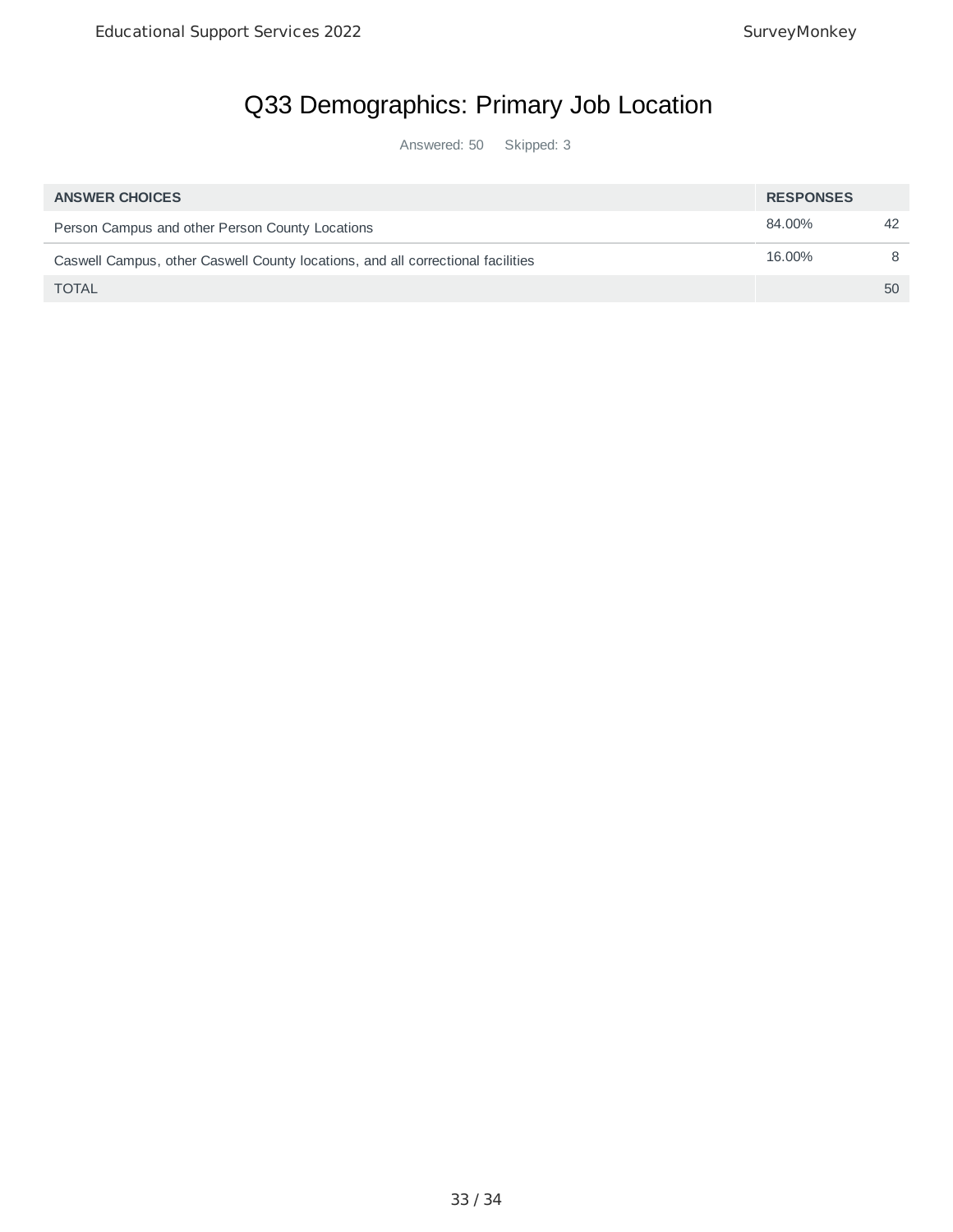# Q33 Demographics: Primary Job Location

Answered: 50 Skipped: 3

| ANSWER CHOICES | RESPONSES | |
|---|---|---|
| Person Campus and other Person County Locations | 84.00% | 42 |
| Caswell Campus, other Caswell County locations, and all correctional facilities | 16.00% | 8 |
| TOTAL | | 50 |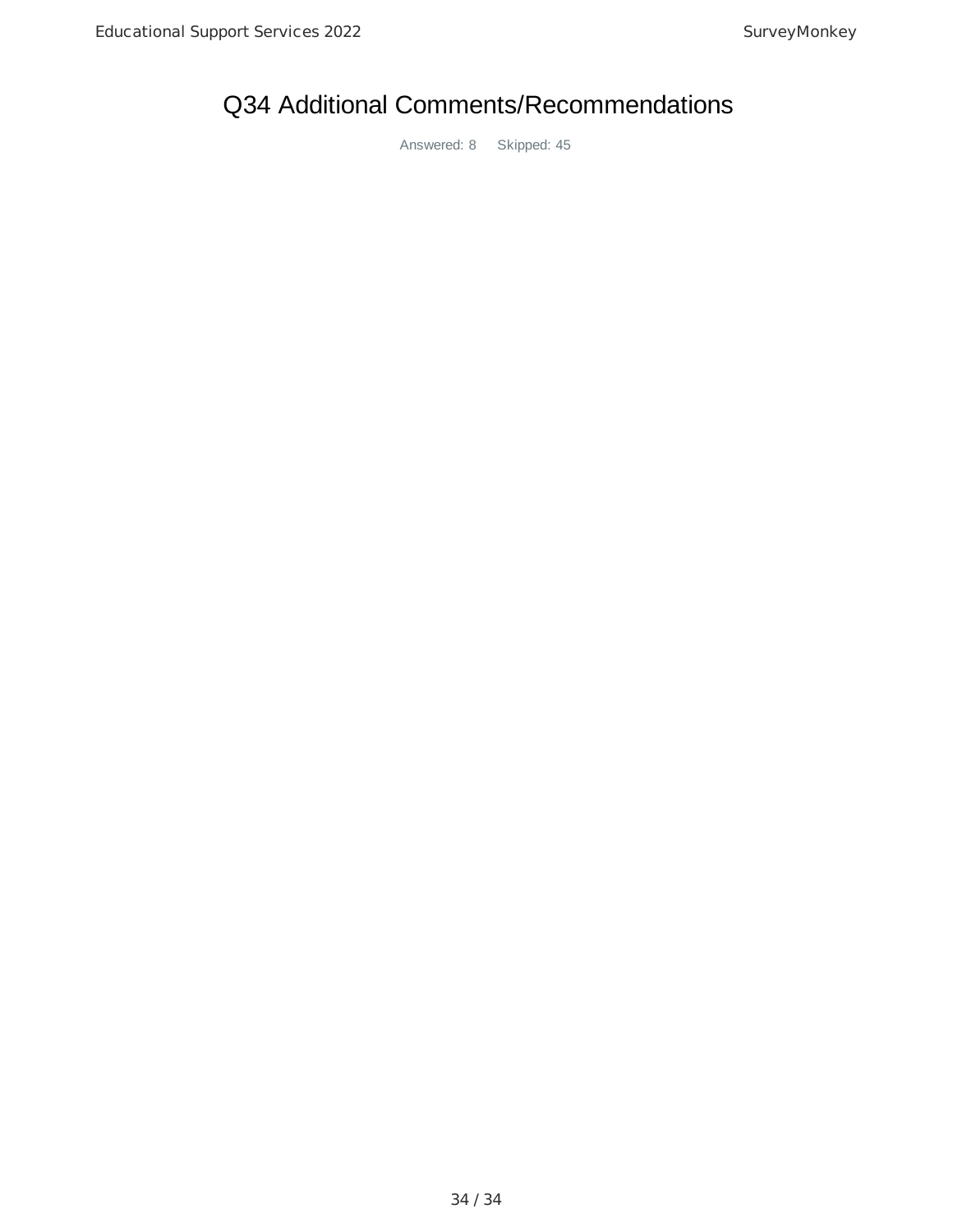# Q34 Additional Comments/Recommendations

Answered: 8 Skipped: 45